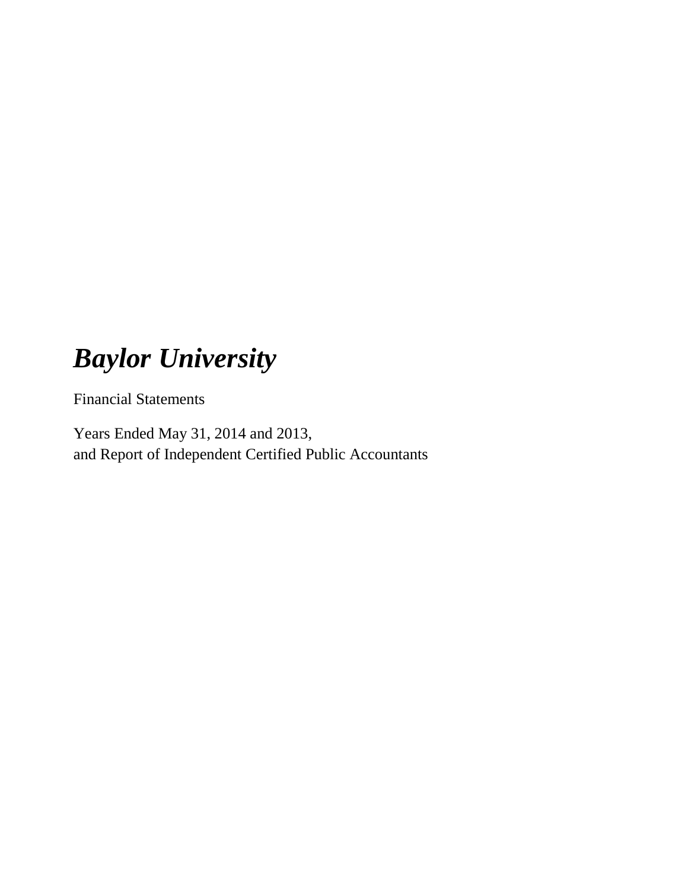# *Baylor University*

Financial Statements

Years Ended May 31, 2014 and 2013,
and Report of Independent Certified Public Accountants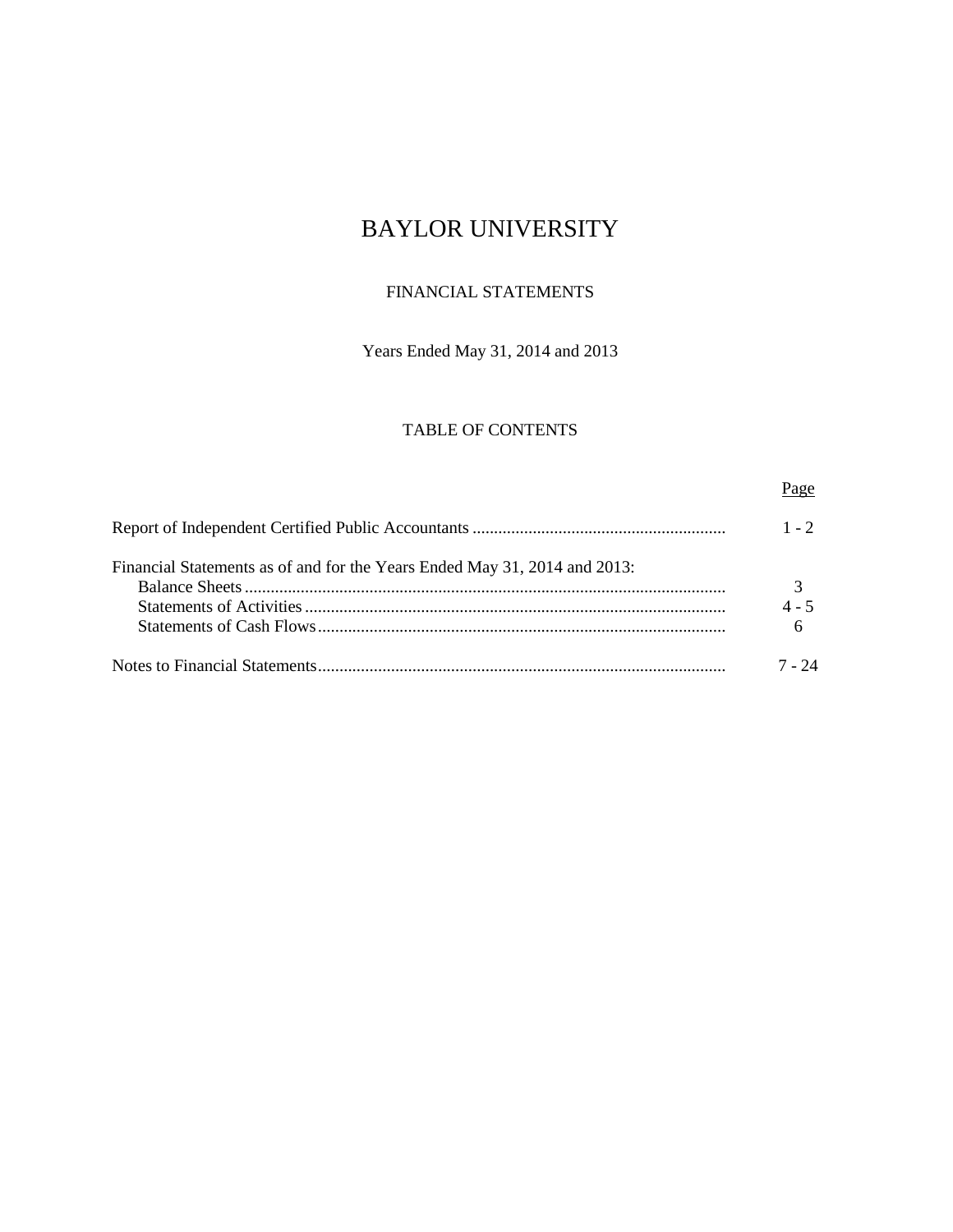# BAYLOR UNIVERSITY

## FINANCIAL STATEMENTS

Years Ended May 31, 2014 and 2013

### TABLE OF CONTENTS

| | Page |
|---|---|
| Report of Independent Certified Public Accountants | 1 - 2 |
| Financial Statements as of and for the Years Ended May 31, 2014 and 2013: | |
| Balance Sheets | 3 |
| Statements of Activities | 4 - 5 |
| Statements of Cash Flows | 6 |
| Notes to Financial Statements | 7 - 24 |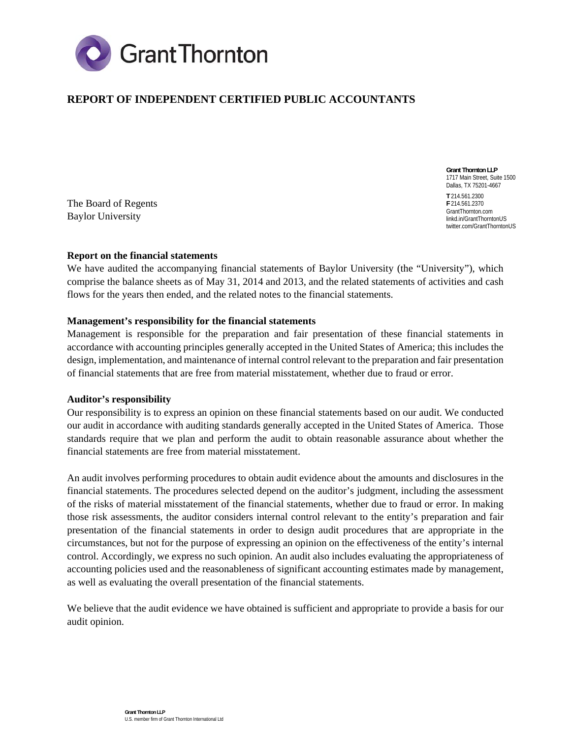# REPORT OF INDEPENDENT CERTIFIED PUBLIC ACCOUNTANTS

**Grant Thornton LLP**
1717 Main Street, Suite 1500
Dallas, TX 75201-4667

**T** 214.561.2300
**F** 214.561.2370
GrantThornton.com
linkd.in/GrantThorntonUS
twitter.com/GrantThorntonUS

The Board of Regents
Baylor University

**Report on the financial statements**

We have audited the accompanying financial statements of Baylor University (the "University"), which comprise the balance sheets as of May 31, 2014 and 2013, and the related statements of activities and cash flows for the years then ended, and the related notes to the financial statements.

**Management's responsibility for the financial statements**

Management is responsible for the preparation and fair presentation of these financial statements in accordance with accounting principles generally accepted in the United States of America; this includes the design, implementation, and maintenance of internal control relevant to the preparation and fair presentation of financial statements that are free from material misstatement, whether due to fraud or error.

**Auditor's responsibility**

Our responsibility is to express an opinion on these financial statements based on our audit. We conducted our audit in accordance with auditing standards generally accepted in the United States of America. Those standards require that we plan and perform the audit to obtain reasonable assurance about whether the financial statements are free from material misstatement.

An audit involves performing procedures to obtain audit evidence about the amounts and disclosures in the financial statements. The procedures selected depend on the auditor's judgment, including the assessment of the risks of material misstatement of the financial statements, whether due to fraud or error. In making those risk assessments, the auditor considers internal control relevant to the entity's preparation and fair presentation of the financial statements in order to design audit procedures that are appropriate in the circumstances, but not for the purpose of expressing an opinion on the effectiveness of the entity's internal control. Accordingly, we express no such opinion. An audit also includes evaluating the appropriateness of accounting policies used and the reasonableness of significant accounting estimates made by management, as well as evaluating the overall presentation of the financial statements.

We believe that the audit evidence we have obtained is sufficient and appropriate to provide a basis for our audit opinion.

**Grant Thornton LLP**
U.S. member firm of Grant Thornton International Ltd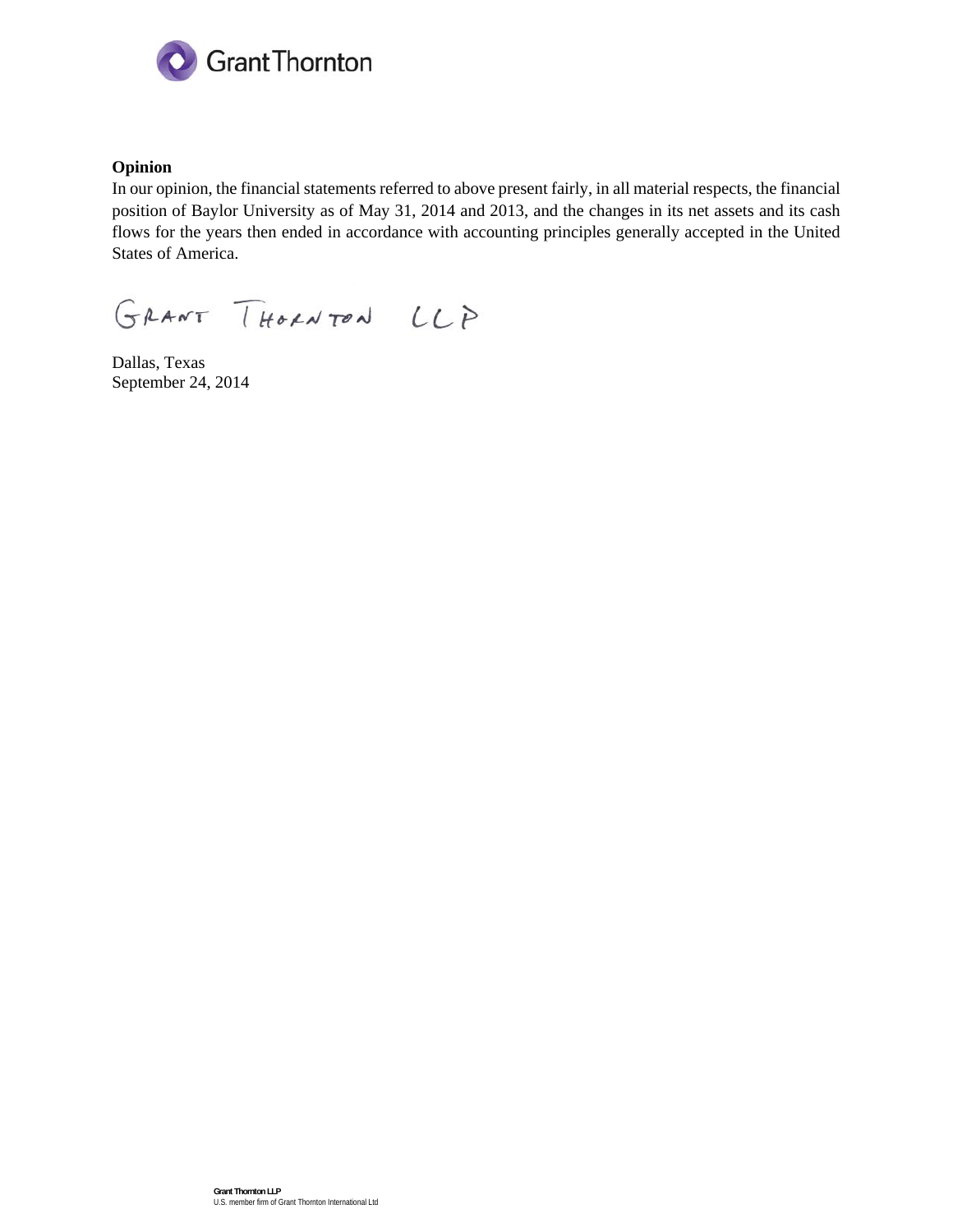**Opinion**

In our opinion, the financial statements referred to above present fairly, in all material respects, the financial position of Baylor University as of May 31, 2014 and 2013, and the changes in its net assets and its cash flows for the years then ended in accordance with accounting principles generally accepted in the United States of America.

GRANT THORNTON LLP

Dallas, Texas
September 24, 2014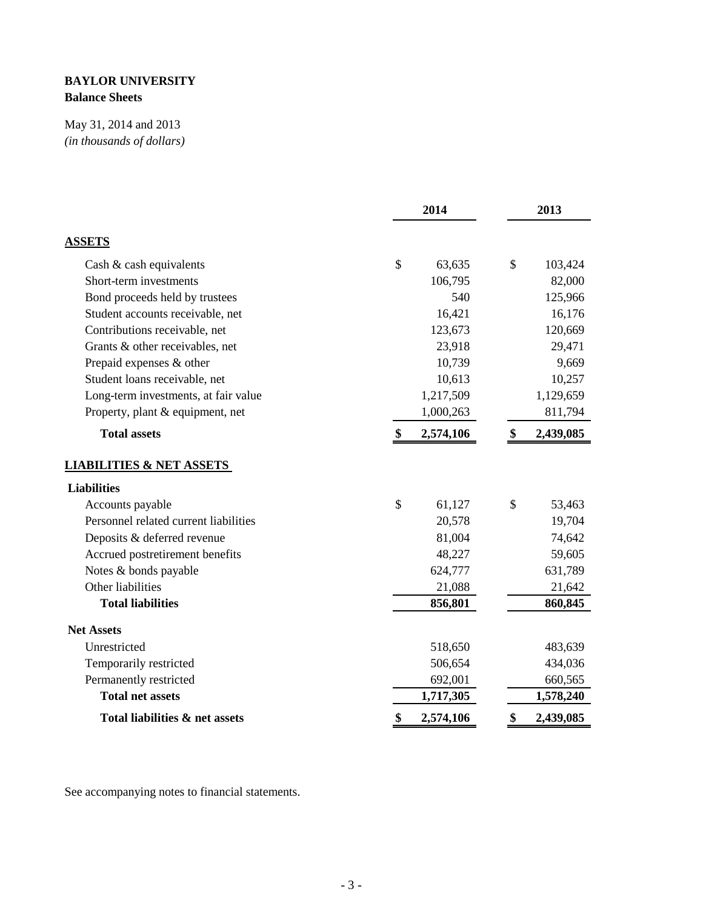**BAYLOR UNIVERSITY**
**Balance Sheets**

May 31, 2014 and 2013
*(in thousands of dollars)*

| | 2014 | 2013 |
|---|---|---|
| **ASSETS** | | |
| Cash & cash equivalents | $ 63,635 | $ 103,424 |
| Short-term investments | 106,795 | 82,000 |
| Bond proceeds held by trustees | 540 | 125,966 |
| Student accounts receivable, net | 16,421 | 16,176 |
| Contributions receivable, net | 123,673 | 120,669 |
| Grants & other receivables, net | 23,918 | 29,471 |
| Prepaid expenses & other | 10,739 | 9,669 |
| Student loans receivable, net | 10,613 | 10,257 |
| Long-term investments, at fair value | 1,217,509 | 1,129,659 |
| Property, plant & equipment, net | 1,000,263 | 811,794 |
| **Total assets** | **$ 2,574,106** | **$ 2,439,085** |
| **LIABILITIES & NET ASSETS** | | |
| **Liabilities** | | |
| Accounts payable | $ 61,127 | $ 53,463 |
| Personnel related current liabilities | 20,578 | 19,704 |
| Deposits & deferred revenue | 81,004 | 74,642 |
| Accrued postretirement benefits | 48,227 | 59,605 |
| Notes & bonds payable | 624,777 | 631,789 |
| Other liabilities | 21,088 | 21,642 |
| **Total liabilities** | **856,801** | **860,845** |
| **Net Assets** | | |
| Unrestricted | 518,650 | 483,639 |
| Temporarily restricted | 506,654 | 434,036 |
| Permanently restricted | 692,001 | 660,565 |
| **Total net assets** | **1,717,305** | **1,578,240** |
| **Total liabilities & net assets** | **$ 2,574,106** | **$ 2,439,085** |

See accompanying notes to financial statements.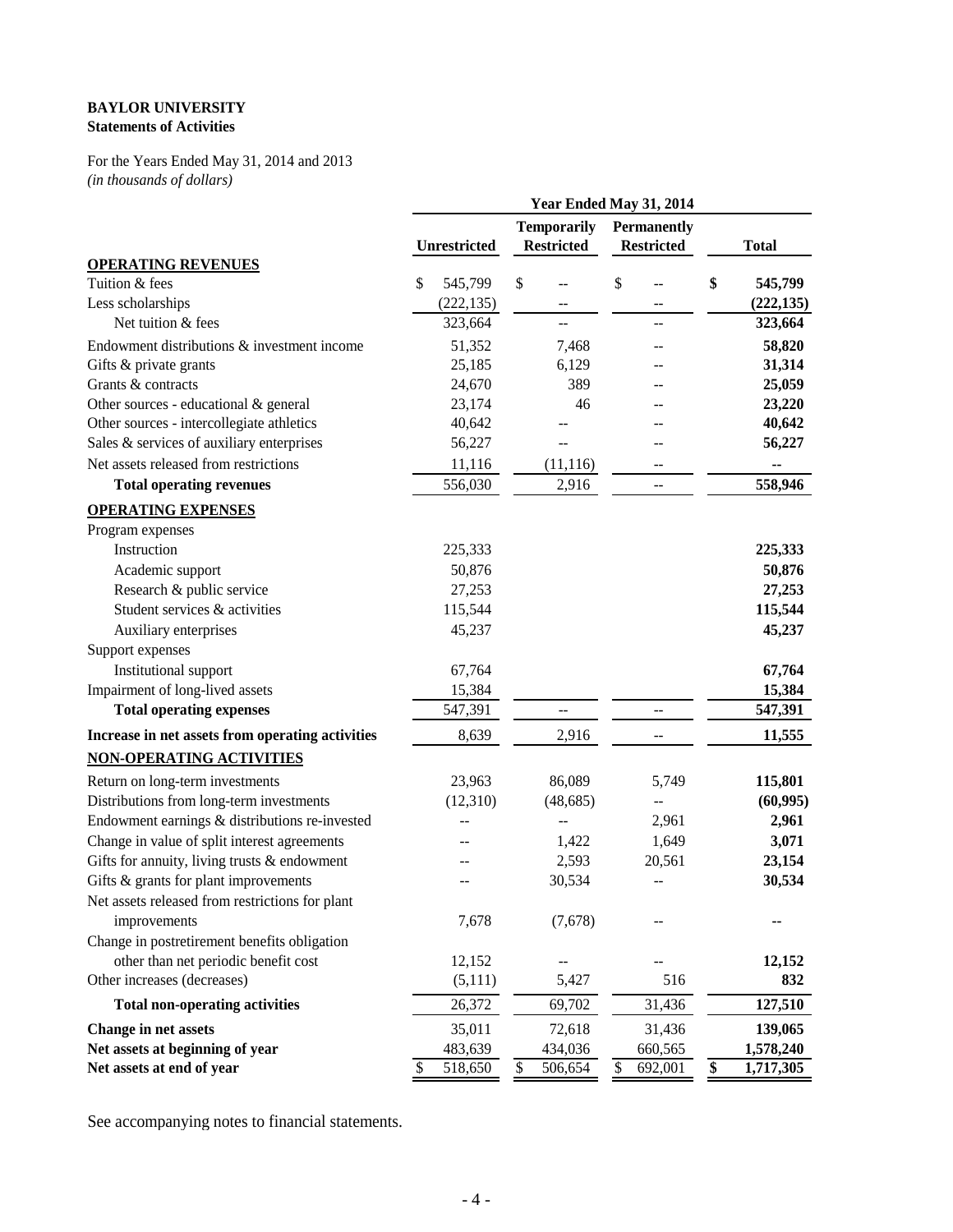**BAYLOR UNIVERSITY**
**Statements of Activities**

For the Years Ended May 31, 2014 and 2013
*(in thousands of dollars)*

| | Year Ended May 31, 2014 | | | |
|---|---|---|---|---|
| | **Unrestricted** | **Temporarily Restricted** | **Permanently Restricted** | **Total** |
| **OPERATING REVENUES** | | | | |
| Tuition & fees | $ 545,799 | $ -- | $ -- | **$ 545,799** |
| Less scholarships | (222,135) | -- | -- | **(222,135)** |
| Net tuition & fees | 323,664 | -- | -- | **323,664** |
| Endowment distributions & investment income | 51,352 | 7,468 | -- | **58,820** |
| Gifts & private grants | 25,185 | 6,129 | -- | **31,314** |
| Grants & contracts | 24,670 | 389 | -- | **25,059** |
| Other sources - educational & general | 23,174 | 46 | -- | **23,220** |
| Other sources - intercollegiate athletics | 40,642 | -- | -- | **40,642** |
| Sales & services of auxiliary enterprises | 56,227 | -- | -- | **56,227** |
| Net assets released from restrictions | 11,116 | (11,116) | -- | **--** |
| **Total operating revenues** | 556,030 | 2,916 | -- | **558,946** |
| **OPERATING EXPENSES** | | | | |
| Program expenses | | | | |
| Instruction | 225,333 | | | **225,333** |
| Academic support | 50,876 | | | **50,876** |
| Research & public service | 27,253 | | | **27,253** |
| Student services & activities | 115,544 | | | **115,544** |
| Auxiliary enterprises | 45,237 | | | **45,237** |
| Support expenses | | | | |
| Institutional support | 67,764 | | | **67,764** |
| Impairment of long-lived assets | 15,384 | | | **15,384** |
| **Total operating expenses** | 547,391 | -- | -- | **547,391** |
| **Increase in net assets from operating activities** | 8,639 | 2,916 | -- | **11,555** |
| **NON-OPERATING ACTIVITIES** | | | | |
| Return on long-term investments | 23,963 | 86,089 | 5,749 | **115,801** |
| Distributions from long-term investments | (12,310) | (48,685) | -- | **(60,995)** |
| Endowment earnings & distributions re-invested | -- | -- | 2,961 | **2,961** |
| Change in value of split interest agreements | -- | 1,422 | 1,649 | **3,071** |
| Gifts for annuity, living trusts & endowment | -- | 2,593 | 20,561 | **23,154** |
| Gifts & grants for plant improvements | -- | 30,534 | -- | **30,534** |
| Net assets released from restrictions for plant improvements | 7,678 | (7,678) | -- | **--** |
| Change in postretirement benefits obligation other than net periodic benefit cost | 12,152 | -- | -- | **12,152** |
| Other increases (decreases) | (5,111) | 5,427 | 516 | **832** |
| **Total non-operating activities** | 26,372 | 69,702 | 31,436 | **127,510** |
| **Change in net assets** | 35,011 | 72,618 | 31,436 | **139,065** |
| **Net assets at beginning of year** | 483,639 | 434,036 | 660,565 | **1,578,240** |
| **Net assets at end of year** | $ 518,650 | $ 506,654 | $ 692,001 | **$ 1,717,305** |

See accompanying notes to financial statements.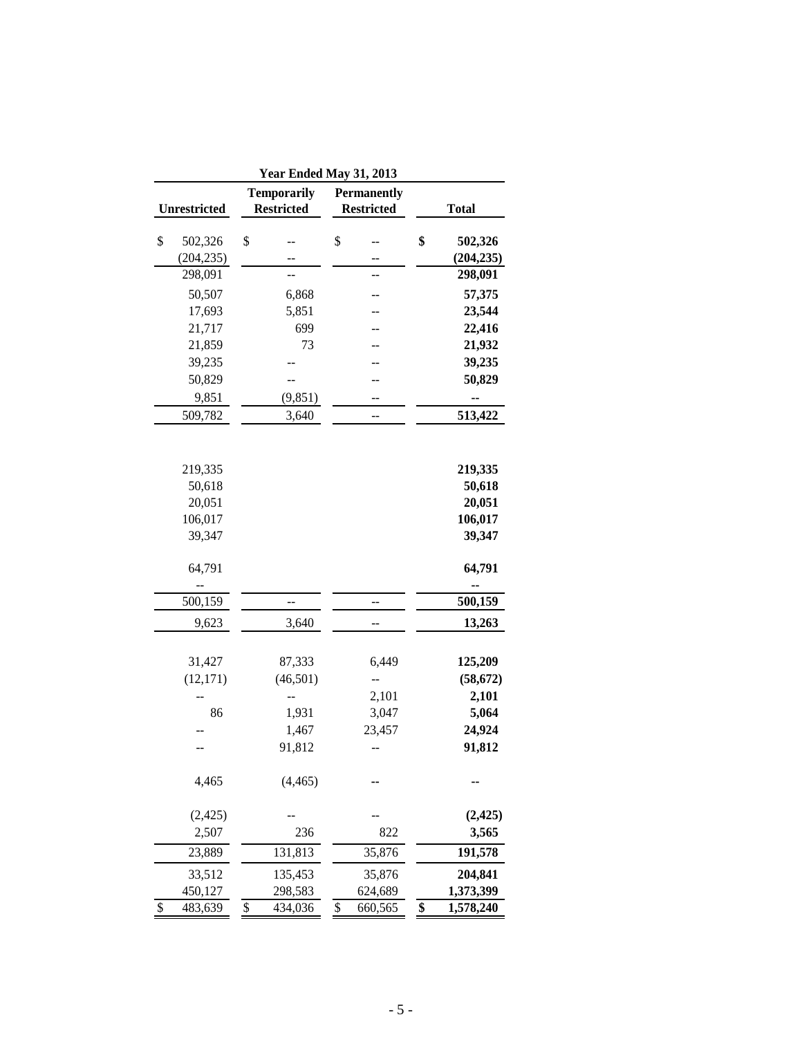| Year Ended May 31, 2013 | | | |
|---|---|---|---|
| Unrestricted | Temporarily Restricted | Permanently Restricted | Total |
| $ 502,326 | $ -- | $ -- | **$ 502,326** |
| (204,235) | -- | -- | **(204,235)** |
| 298,091 | -- | -- | **298,091** |
| 50,507 | 6,868 | -- | **57,375** |
| 17,693 | 5,851 | -- | **23,544** |
| 21,717 | 699 | -- | **22,416** |
| 21,859 | 73 | -- | **21,932** |
| 39,235 | -- | -- | **39,235** |
| 50,829 | -- | -- | **50,829** |
| 9,851 | (9,851) | -- | **--** |
| 509,782 | 3,640 | -- | **513,422** |
| | | | |
| 219,335 | | | **219,335** |
| 50,618 | | | **50,618** |
| 20,051 | | | **20,051** |
| 106,017 | | | **106,017** |
| 39,347 | | | **39,347** |
| 64,791 | | | **64,791** |
| -- | | | **--** |
| 500,159 | -- | -- | **500,159** |
| 9,623 | 3,640 | -- | **13,263** |
| | | | |
| 31,427 | 87,333 | 6,449 | **125,209** |
| (12,171) | (46,501) | -- | **(58,672)** |
| -- | -- | 2,101 | **2,101** |
| 86 | 1,931 | 3,047 | **5,064** |
| -- | 1,467 | 23,457 | **24,924** |
| -- | 91,812 | -- | **91,812** |
| 4,465 | (4,465) | -- | **--** |
| (2,425) | -- | -- | **(2,425)** |
| 2,507 | 236 | 822 | **3,565** |
| 23,889 | 131,813 | 35,876 | **191,578** |
| 33,512 | 135,453 | 35,876 | **204,841** |
| 450,127 | 298,583 | 624,689 | **1,373,399** |
| $ 483,639 | $ 434,036 | $ 660,565 | **$ 1,578,240** |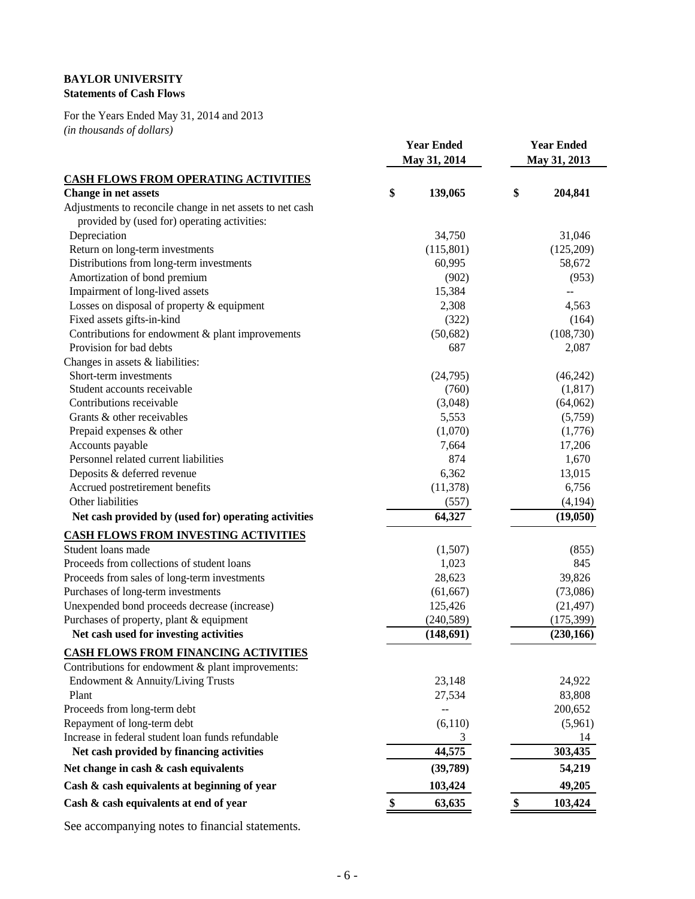**BAYLOR UNIVERSITY**
**Statements of Cash Flows**

For the Years Ended May 31, 2014 and 2013
*(in thousands of dollars)*

| | Year Ended May 31, 2014 | Year Ended May 31, 2013 |
|---|---|---|
| **CASH FLOWS FROM OPERATING ACTIVITIES** | | |
| **Change in net assets** | **$ 139,065** | **$ 204,841** |
| Adjustments to reconcile change in net assets to net cash provided by (used for) operating activities: | | |
| Depreciation | 34,750 | 31,046 |
| Return on long-term investments | (115,801) | (125,209) |
| Distributions from long-term investments | 60,995 | 58,672 |
| Amortization of bond premium | (902) | (953) |
| Impairment of long-lived assets | 15,384 | -- |
| Losses on disposal of property & equipment | 2,308 | 4,563 |
| Fixed assets gifts-in-kind | (322) | (164) |
| Contributions for endowment & plant improvements | (50,682) | (108,730) |
| Provision for bad debts | 687 | 2,087 |
| Changes in assets & liabilities: | | |
| Short-term investments | (24,795) | (46,242) |
| Student accounts receivable | (760) | (1,817) |
| Contributions receivable | (3,048) | (64,062) |
| Grants & other receivables | 5,553 | (5,759) |
| Prepaid expenses & other | (1,070) | (1,776) |
| Accounts payable | 7,664 | 17,206 |
| Personnel related current liabilities | 874 | 1,670 |
| Deposits & deferred revenue | 6,362 | 13,015 |
| Accrued postretirement benefits | (11,378) | 6,756 |
| Other liabilities | (557) | (4,194) |
| **Net cash provided by (used for) operating activities** | **64,327** | **(19,050)** |
| **CASH FLOWS FROM INVESTING ACTIVITIES** | | |
| Student loans made | (1,507) | (855) |
| Proceeds from collections of student loans | 1,023 | 845 |
| Proceeds from sales of long-term investments | 28,623 | 39,826 |
| Purchases of long-term investments | (61,667) | (73,086) |
| Unexpended bond proceeds decrease (increase) | 125,426 | (21,497) |
| Purchases of property, plant & equipment | (240,589) | (175,399) |
| **Net cash used for investing activities** | **(148,691)** | **(230,166)** |
| **CASH FLOWS FROM FINANCING ACTIVITIES** | | |
| Contributions for endowment & plant improvements: | | |
| Endowment & Annuity/Living Trusts | 23,148 | 24,922 |
| Plant | 27,534 | 83,808 |
| Proceeds from long-term debt | -- | 200,652 |
| Repayment of long-term debt | (6,110) | (5,961) |
| Increase in federal student loan funds refundable | 3 | 14 |
| **Net cash provided by financing activities** | **44,575** | **303,435** |
| **Net change in cash & cash equivalents** | **(39,789)** | **54,219** |
| **Cash & cash equivalents at beginning of year** | **103,424** | **49,205** |
| **Cash & cash equivalents at end of year** | **$ 63,635** | **$ 103,424** |

See accompanying notes to financial statements.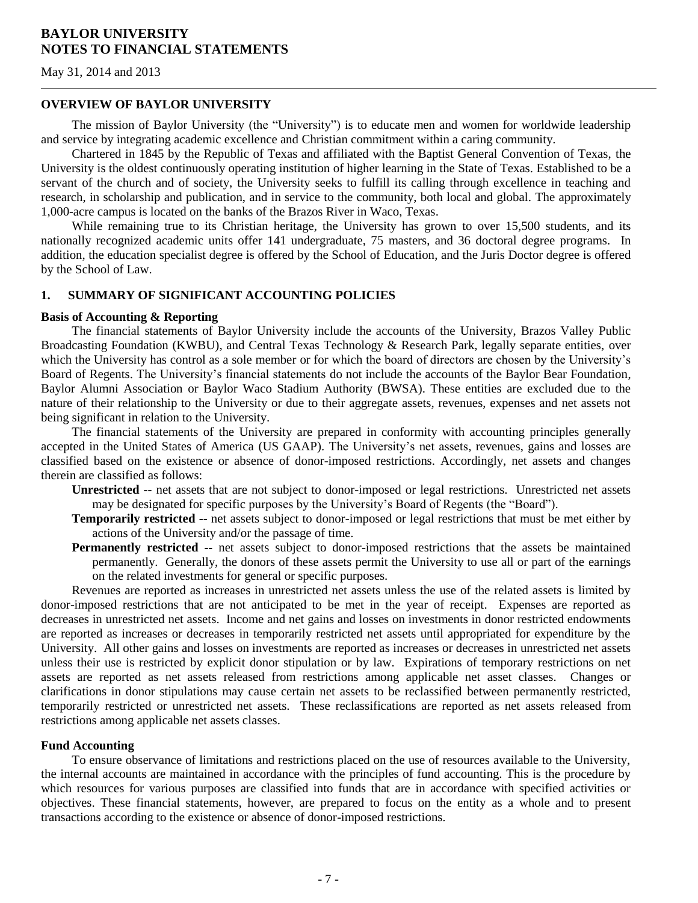# BAYLOR UNIVERSITY
# NOTES TO FINANCIAL STATEMENTS

May 31, 2014 and 2013

## OVERVIEW OF BAYLOR UNIVERSITY

The mission of Baylor University (the "University") is to educate men and women for worldwide leadership and service by integrating academic excellence and Christian commitment within a caring community.

Chartered in 1845 by the Republic of Texas and affiliated with the Baptist General Convention of Texas, the University is the oldest continuously operating institution of higher learning in the State of Texas. Established to be a servant of the church and of society, the University seeks to fulfill its calling through excellence in teaching and research, in scholarship and publication, and in service to the community, both local and global. The approximately 1,000-acre campus is located on the banks of the Brazos River in Waco, Texas.

While remaining true to its Christian heritage, the University has grown to over 15,500 students, and its nationally recognized academic units offer 141 undergraduate, 75 masters, and 36 doctoral degree programs. In addition, the education specialist degree is offered by the School of Education, and the Juris Doctor degree is offered by the School of Law.

## 1. SUMMARY OF SIGNIFICANT ACCOUNTING POLICIES

### Basis of Accounting & Reporting

The financial statements of Baylor University include the accounts of the University, Brazos Valley Public Broadcasting Foundation (KWBU), and Central Texas Technology & Research Park, legally separate entities, over which the University has control as a sole member or for which the board of directors are chosen by the University's Board of Regents. The University's financial statements do not include the accounts of the Baylor Bear Foundation, Baylor Alumni Association or Baylor Waco Stadium Authority (BWSA). These entities are excluded due to the nature of their relationship to the University or due to their aggregate assets, revenues, expenses and net assets not being significant in relation to the University.

The financial statements of the University are prepared in conformity with accounting principles generally accepted in the United States of America (US GAAP). The University's net assets, revenues, gains and losses are classified based on the existence or absence of donor-imposed restrictions. Accordingly, net assets and changes therein are classified as follows:

**Unrestricted --** net assets that are not subject to donor-imposed or legal restrictions. Unrestricted net assets may be designated for specific purposes by the University's Board of Regents (the "Board").

**Temporarily restricted --** net assets subject to donor-imposed or legal restrictions that must be met either by actions of the University and/or the passage of time.

**Permanently restricted --** net assets subject to donor-imposed restrictions that the assets be maintained permanently. Generally, the donors of these assets permit the University to use all or part of the earnings on the related investments for general or specific purposes.

Revenues are reported as increases in unrestricted net assets unless the use of the related assets is limited by donor-imposed restrictions that are not anticipated to be met in the year of receipt. Expenses are reported as decreases in unrestricted net assets. Income and net gains and losses on investments in donor restricted endowments are reported as increases or decreases in temporarily restricted net assets until appropriated for expenditure by the University. All other gains and losses on investments are reported as increases or decreases in unrestricted net assets unless their use is restricted by explicit donor stipulation or by law. Expirations of temporary restrictions on net assets are reported as net assets released from restrictions among applicable net asset classes. Changes or clarifications in donor stipulations may cause certain net assets to be reclassified between permanently restricted, temporarily restricted or unrestricted net assets. These reclassifications are reported as net assets released from restrictions among applicable net assets classes.

### Fund Accounting

To ensure observance of limitations and restrictions placed on the use of resources available to the University, the internal accounts are maintained in accordance with the principles of fund accounting. This is the procedure by which resources for various purposes are classified into funds that are in accordance with specified activities or objectives. These financial statements, however, are prepared to focus on the entity as a whole and to present transactions according to the existence or absence of donor-imposed restrictions.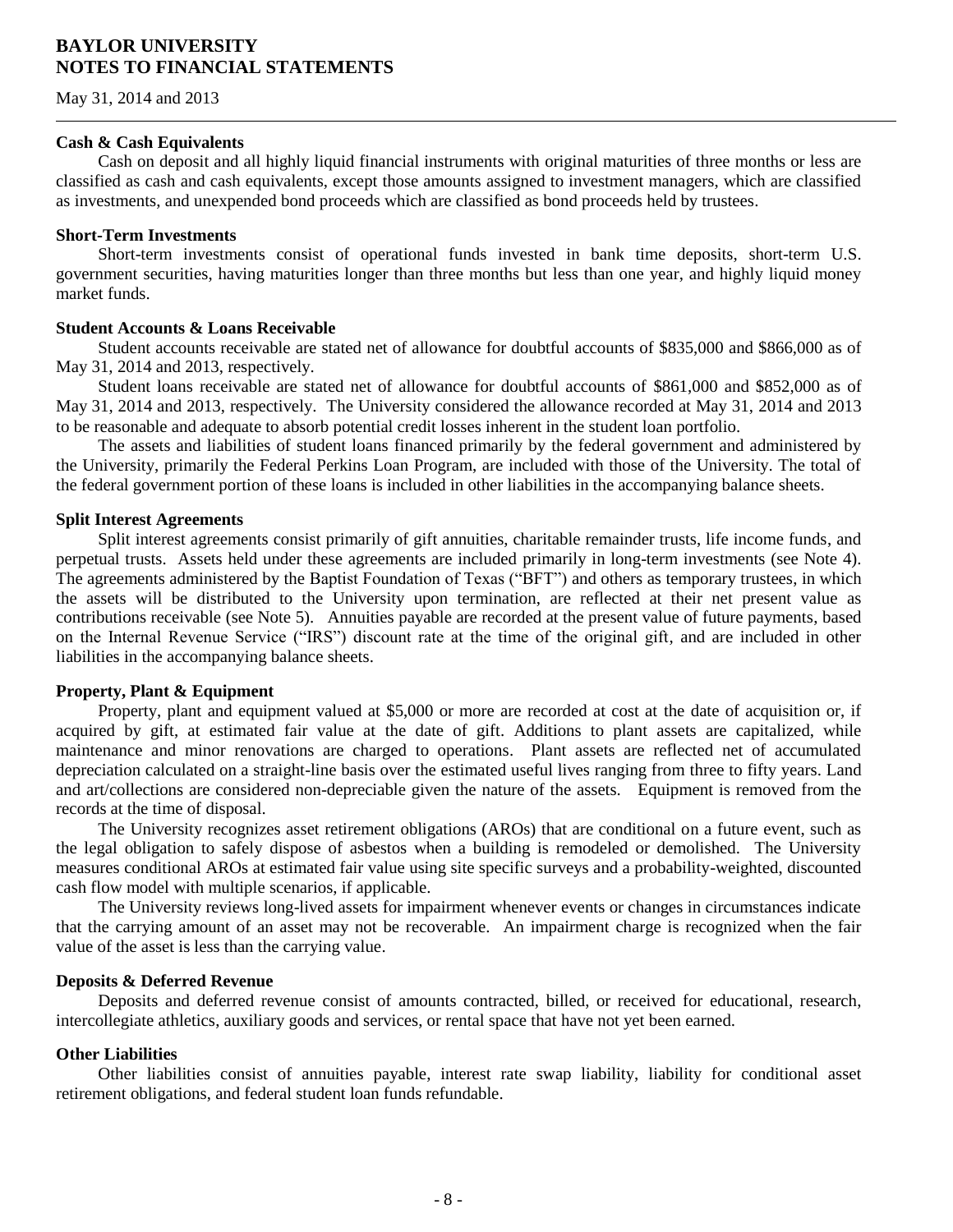**Cash & Cash Equivalents**

Cash on deposit and all highly liquid financial instruments with original maturities of three months or less are classified as cash and cash equivalents, except those amounts assigned to investment managers, which are classified as investments, and unexpended bond proceeds which are classified as bond proceeds held by trustees.

**Short-Term Investments**

Short-term investments consist of operational funds invested in bank time deposits, short-term U.S. government securities, having maturities longer than three months but less than one year, and highly liquid money market funds.

**Student Accounts & Loans Receivable**

Student accounts receivable are stated net of allowance for doubtful accounts of $835,000 and $866,000 as of May 31, 2014 and 2013, respectively.

Student loans receivable are stated net of allowance for doubtful accounts of $861,000 and $852,000 as of May 31, 2014 and 2013, respectively. The University considered the allowance recorded at May 31, 2014 and 2013 to be reasonable and adequate to absorb potential credit losses inherent in the student loan portfolio.

The assets and liabilities of student loans financed primarily by the federal government and administered by the University, primarily the Federal Perkins Loan Program, are included with those of the University. The total of the federal government portion of these loans is included in other liabilities in the accompanying balance sheets.

**Split Interest Agreements**

Split interest agreements consist primarily of gift annuities, charitable remainder trusts, life income funds, and perpetual trusts. Assets held under these agreements are included primarily in long-term investments (see Note 4). The agreements administered by the Baptist Foundation of Texas ("BFT") and others as temporary trustees, in which the assets will be distributed to the University upon termination, are reflected at their net present value as contributions receivable (see Note 5). Annuities payable are recorded at the present value of future payments, based on the Internal Revenue Service ("IRS") discount rate at the time of the original gift, and are included in other liabilities in the accompanying balance sheets.

**Property, Plant & Equipment**

Property, plant and equipment valued at $5,000 or more are recorded at cost at the date of acquisition or, if acquired by gift, at estimated fair value at the date of gift. Additions to plant assets are capitalized, while maintenance and minor renovations are charged to operations. Plant assets are reflected net of accumulated depreciation calculated on a straight-line basis over the estimated useful lives ranging from three to fifty years. Land and art/collections are considered non-depreciable given the nature of the assets. Equipment is removed from the records at the time of disposal.

The University recognizes asset retirement obligations (AROs) that are conditional on a future event, such as the legal obligation to safely dispose of asbestos when a building is remodeled or demolished. The University measures conditional AROs at estimated fair value using site specific surveys and a probability-weighted, discounted cash flow model with multiple scenarios, if applicable.

The University reviews long-lived assets for impairment whenever events or changes in circumstances indicate that the carrying amount of an asset may not be recoverable. An impairment charge is recognized when the fair value of the asset is less than the carrying value.

**Deposits & Deferred Revenue**

Deposits and deferred revenue consist of amounts contracted, billed, or received for educational, research, intercollegiate athletics, auxiliary goods and services, or rental space that have not yet been earned.

**Other Liabilities**

Other liabilities consist of annuities payable, interest rate swap liability, liability for conditional asset retirement obligations, and federal student loan funds refundable.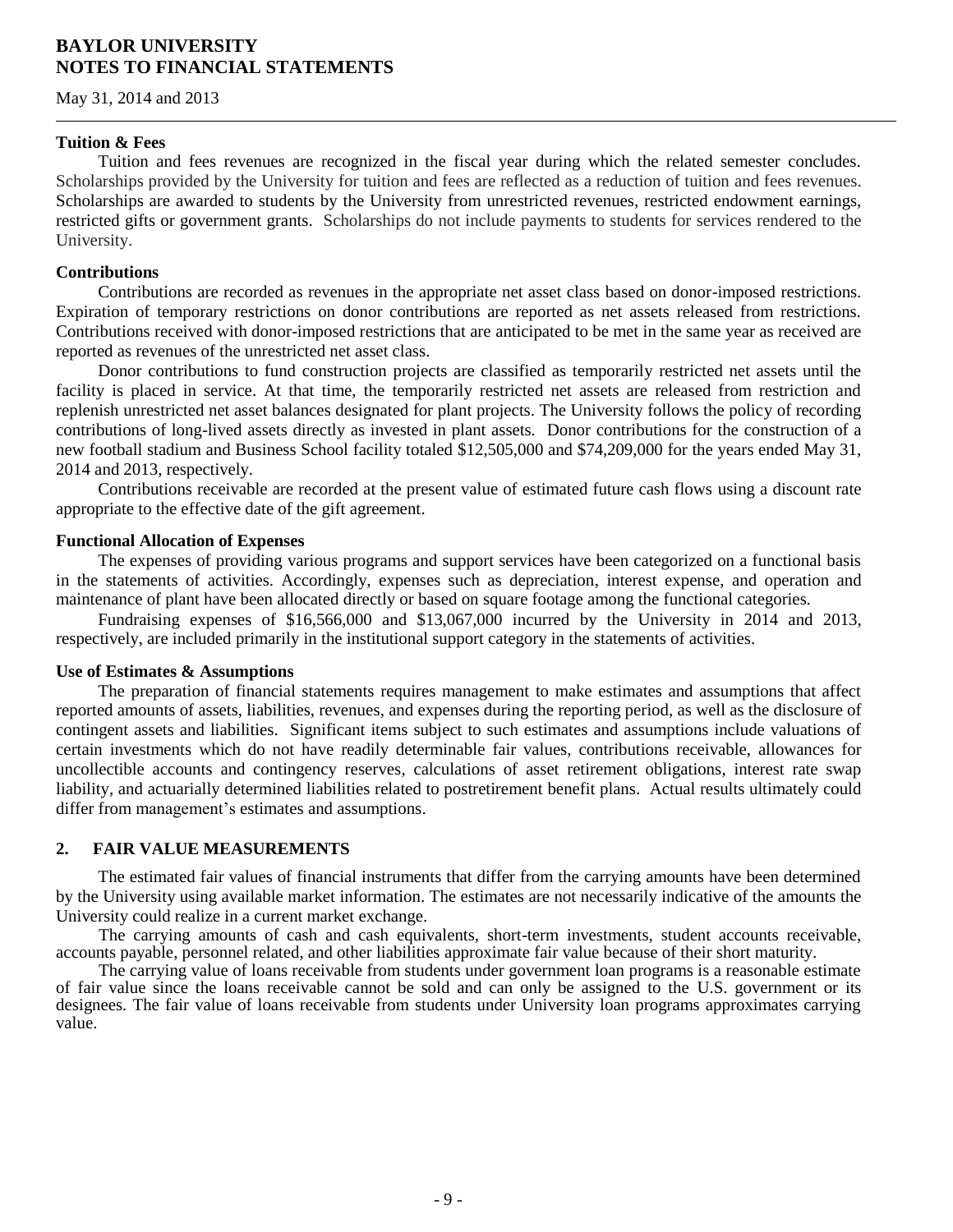**Tuition & Fees**

Tuition and fees revenues are recognized in the fiscal year during which the related semester concludes. Scholarships provided by the University for tuition and fees are reflected as a reduction of tuition and fees revenues. Scholarships are awarded to students by the University from unrestricted revenues, restricted endowment earnings, restricted gifts or government grants. Scholarships do not include payments to students for services rendered to the University.

**Contributions**

Contributions are recorded as revenues in the appropriate net asset class based on donor-imposed restrictions. Expiration of temporary restrictions on donor contributions are reported as net assets released from restrictions. Contributions received with donor-imposed restrictions that are anticipated to be met in the same year as received are reported as revenues of the unrestricted net asset class.

Donor contributions to fund construction projects are classified as temporarily restricted net assets until the facility is placed in service. At that time, the temporarily restricted net assets are released from restriction and replenish unrestricted net asset balances designated for plant projects. The University follows the policy of recording contributions of long-lived assets directly as invested in plant assets. Donor contributions for the construction of a new football stadium and Business School facility totaled $12,505,000 and $74,209,000 for the years ended May 31, 2014 and 2013, respectively.

Contributions receivable are recorded at the present value of estimated future cash flows using a discount rate appropriate to the effective date of the gift agreement.

**Functional Allocation of Expenses**

The expenses of providing various programs and support services have been categorized on a functional basis in the statements of activities. Accordingly, expenses such as depreciation, interest expense, and operation and maintenance of plant have been allocated directly or based on square footage among the functional categories.

Fundraising expenses of $16,566,000 and $13,067,000 incurred by the University in 2014 and 2013, respectively, are included primarily in the institutional support category in the statements of activities.

**Use of Estimates & Assumptions**

The preparation of financial statements requires management to make estimates and assumptions that affect reported amounts of assets, liabilities, revenues, and expenses during the reporting period, as well as the disclosure of contingent assets and liabilities. Significant items subject to such estimates and assumptions include valuations of certain investments which do not have readily determinable fair values, contributions receivable, allowances for uncollectible accounts and contingency reserves, calculations of asset retirement obligations, interest rate swap liability, and actuarially determined liabilities related to postretirement benefit plans. Actual results ultimately could differ from management's estimates and assumptions.

## 2. FAIR VALUE MEASUREMENTS

The estimated fair values of financial instruments that differ from the carrying amounts have been determined by the University using available market information. The estimates are not necessarily indicative of the amounts the University could realize in a current market exchange.

The carrying amounts of cash and cash equivalents, short-term investments, student accounts receivable, accounts payable, personnel related, and other liabilities approximate fair value because of their short maturity.

The carrying value of loans receivable from students under government loan programs is a reasonable estimate of fair value since the loans receivable cannot be sold and can only be assigned to the U.S. government or its designees. The fair value of loans receivable from students under University loan programs approximates carrying value.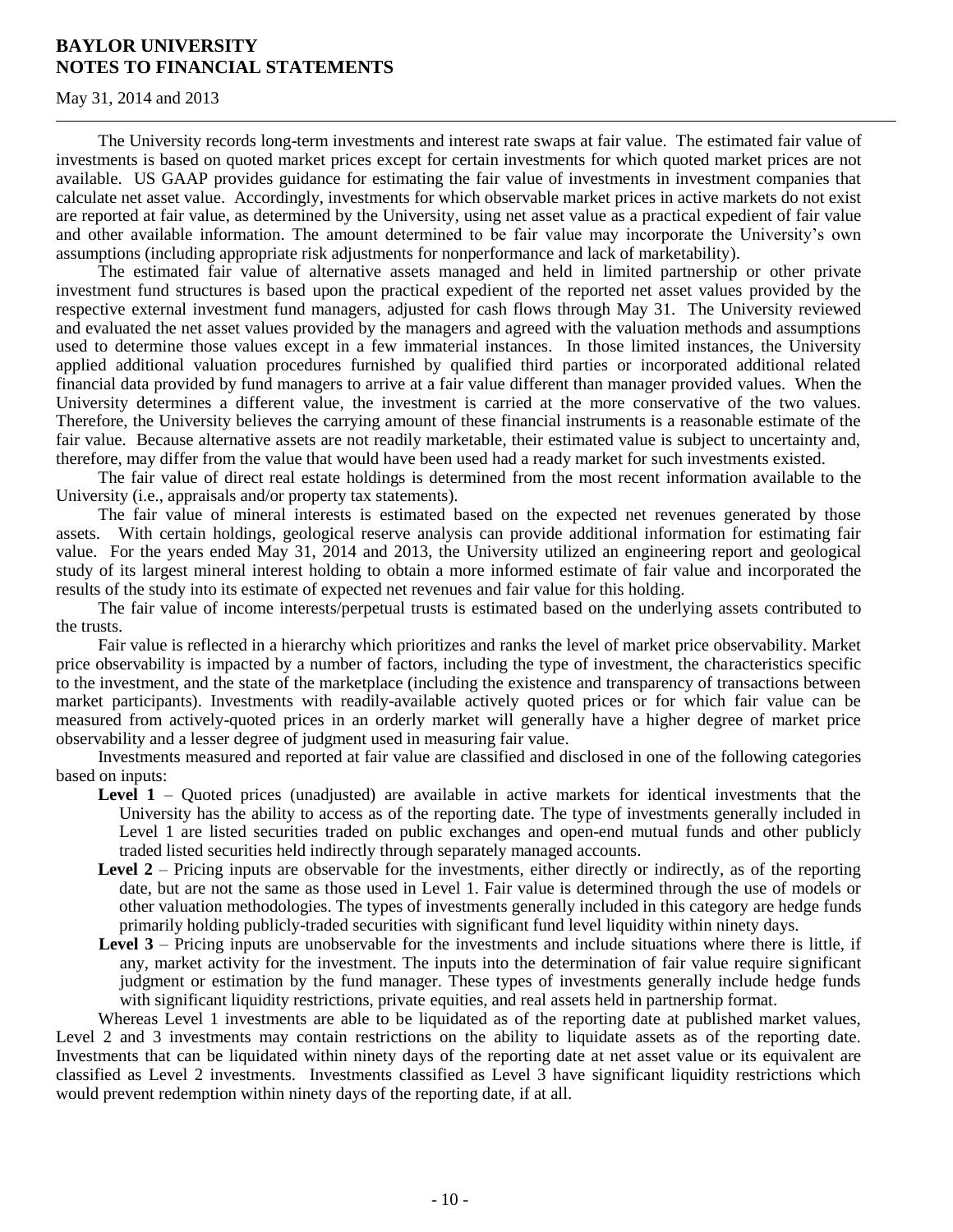The University records long-term investments and interest rate swaps at fair value. The estimated fair value of investments is based on quoted market prices except for certain investments for which quoted market prices are not available. US GAAP provides guidance for estimating the fair value of investments in investment companies that calculate net asset value. Accordingly, investments for which observable market prices in active markets do not exist are reported at fair value, as determined by the University, using net asset value as a practical expedient of fair value and other available information. The amount determined to be fair value may incorporate the University's own assumptions (including appropriate risk adjustments for nonperformance and lack of marketability).

The estimated fair value of alternative assets managed and held in limited partnership or other private investment fund structures is based upon the practical expedient of the reported net asset values provided by the respective external investment fund managers, adjusted for cash flows through May 31. The University reviewed and evaluated the net asset values provided by the managers and agreed with the valuation methods and assumptions used to determine those values except in a few immaterial instances. In those limited instances, the University applied additional valuation procedures furnished by qualified third parties or incorporated additional related financial data provided by fund managers to arrive at a fair value different than manager provided values. When the University determines a different value, the investment is carried at the more conservative of the two values. Therefore, the University believes the carrying amount of these financial instruments is a reasonable estimate of the fair value. Because alternative assets are not readily marketable, their estimated value is subject to uncertainty and, therefore, may differ from the value that would have been used had a ready market for such investments existed.

The fair value of direct real estate holdings is determined from the most recent information available to the University (i.e., appraisals and/or property tax statements).

The fair value of mineral interests is estimated based on the expected net revenues generated by those assets. With certain holdings, geological reserve analysis can provide additional information for estimating fair value. For the years ended May 31, 2014 and 2013, the University utilized an engineering report and geological study of its largest mineral interest holding to obtain a more informed estimate of fair value and incorporated the results of the study into its estimate of expected net revenues and fair value for this holding.

The fair value of income interests/perpetual trusts is estimated based on the underlying assets contributed to the trusts.

Fair value is reflected in a hierarchy which prioritizes and ranks the level of market price observability. Market price observability is impacted by a number of factors, including the type of investment, the characteristics specific to the investment, and the state of the marketplace (including the existence and transparency of transactions between market participants). Investments with readily-available actively quoted prices or for which fair value can be measured from actively-quoted prices in an orderly market will generally have a higher degree of market price observability and a lesser degree of judgment used in measuring fair value.

Investments measured and reported at fair value are classified and disclosed in one of the following categories based on inputs:

**Level 1** – Quoted prices (unadjusted) are available in active markets for identical investments that the University has the ability to access as of the reporting date. The type of investments generally included in Level 1 are listed securities traded on public exchanges and open-end mutual funds and other publicly traded listed securities held indirectly through separately managed accounts.

**Level 2** – Pricing inputs are observable for the investments, either directly or indirectly, as of the reporting date, but are not the same as those used in Level 1. Fair value is determined through the use of models or other valuation methodologies. The types of investments generally included in this category are hedge funds primarily holding publicly-traded securities with significant fund level liquidity within ninety days.

**Level 3** – Pricing inputs are unobservable for the investments and include situations where there is little, if any, market activity for the investment. The inputs into the determination of fair value require significant judgment or estimation by the fund manager. These types of investments generally include hedge funds with significant liquidity restrictions, private equities, and real assets held in partnership format.

Whereas Level 1 investments are able to be liquidated as of the reporting date at published market values, Level 2 and 3 investments may contain restrictions on the ability to liquidate assets as of the reporting date. Investments that can be liquidated within ninety days of the reporting date at net asset value or its equivalent are classified as Level 2 investments. Investments classified as Level 3 have significant liquidity restrictions which would prevent redemption within ninety days of the reporting date, if at all.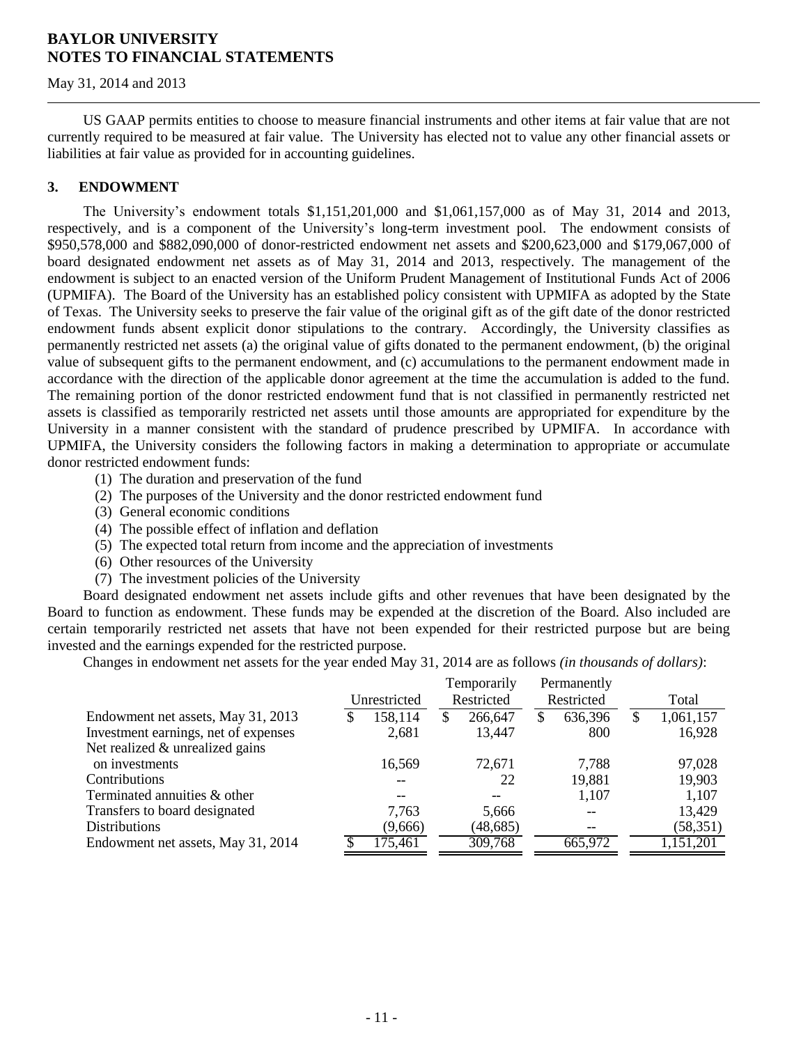US GAAP permits entities to choose to measure financial instruments and other items at fair value that are not currently required to be measured at fair value. The University has elected not to value any other financial assets or liabilities at fair value as provided for in accounting guidelines.

## 3. ENDOWMENT

The University's endowment totals $1,151,201,000 and $1,061,157,000 as of May 31, 2014 and 2013, respectively, and is a component of the University's long-term investment pool. The endowment consists of $950,578,000 and $882,090,000 of donor-restricted endowment net assets and $200,623,000 and $179,067,000 of board designated endowment net assets as of May 31, 2014 and 2013, respectively. The management of the endowment is subject to an enacted version of the Uniform Prudent Management of Institutional Funds Act of 2006 (UPMIFA). The Board of the University has an established policy consistent with UPMIFA as adopted by the State of Texas. The University seeks to preserve the fair value of the original gift as of the gift date of the donor restricted endowment funds absent explicit donor stipulations to the contrary. Accordingly, the University classifies as permanently restricted net assets (a) the original value of gifts donated to the permanent endowment, (b) the original value of subsequent gifts to the permanent endowment, and (c) accumulations to the permanent endowment made in accordance with the direction of the applicable donor agreement at the time the accumulation is added to the fund. The remaining portion of the donor restricted endowment fund that is not classified in permanently restricted net assets is classified as temporarily restricted net assets until those amounts are appropriated for expenditure by the University in a manner consistent with the standard of prudence prescribed by UPMIFA. In accordance with UPMIFA, the University considers the following factors in making a determination to appropriate or accumulate donor restricted endowment funds:

(1) The duration and preservation of the fund
(2) The purposes of the University and the donor restricted endowment fund
(3) General economic conditions
(4) The possible effect of inflation and deflation
(5) The expected total return from income and the appreciation of investments
(6) Other resources of the University
(7) The investment policies of the University

Board designated endowment net assets include gifts and other revenues that have been designated by the Board to function as endowment. These funds may be expended at the discretion of the Board. Also included are certain temporarily restricted net assets that have not been expended for their restricted purpose but are being invested and the earnings expended for the restricted purpose.

Changes in endowment net assets for the year ended May 31, 2014 are as follows *(in thousands of dollars)*:

| | Unrestricted | Temporarily Restricted | Permanently Restricted | Total |
|---|---|---|---|---|
| Endowment net assets, May 31, 2013 | $ 158,114 | $ 266,647 | $ 636,396 | $ 1,061,157 |
| Investment earnings, net of expenses | 2,681 | 13,447 | 800 | 16,928 |
| Net realized & unrealized gains on investments | 16,569 | 72,671 | 7,788 | 97,028 |
| Contributions | -- | 22 | 19,881 | 19,903 |
| Terminated annuities & other | -- | -- | 1,107 | 1,107 |
| Transfers to board designated | 7,763 | 5,666 | -- | 13,429 |
| Distributions | (9,666) | (48,685) | -- | (58,351) |
| Endowment net assets, May 31, 2014 | $ 175,461 | 309,768 | 665,972 | 1,151,201 |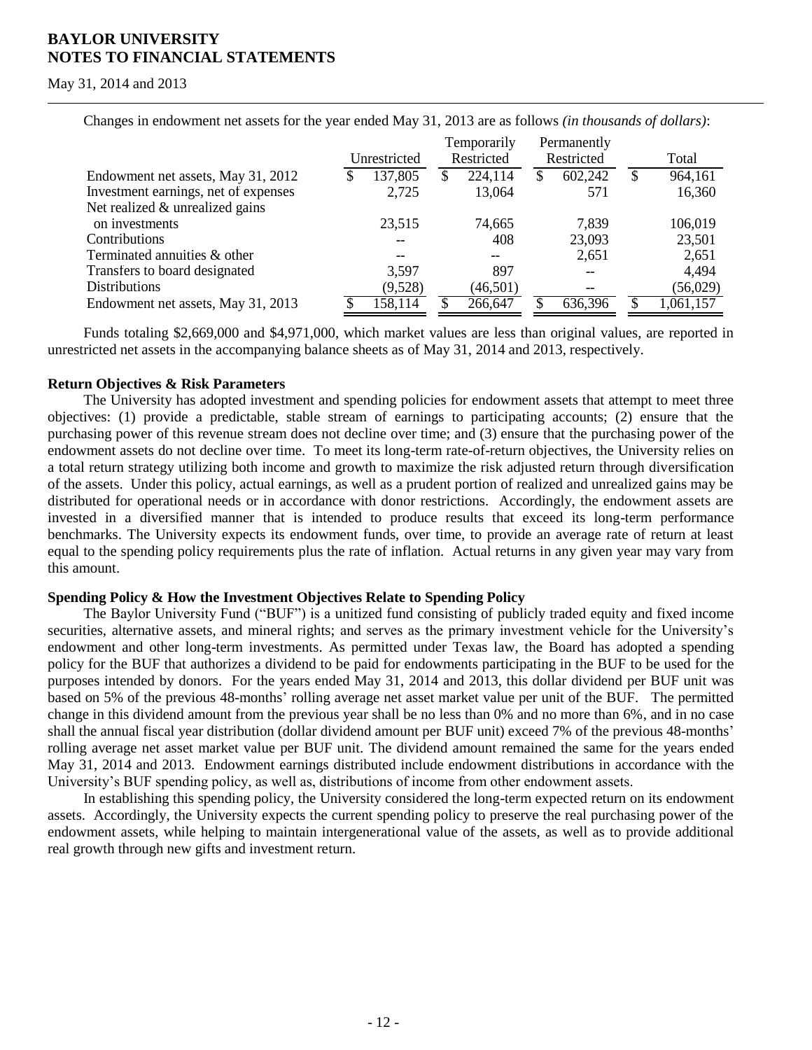Changes in endowment net assets for the year ended May 31, 2013 are as follows *(in thousands of dollars)*:

| | Unrestricted | Temporarily Restricted | Permanently Restricted | Total |
|---|---|---|---|---|
| Endowment net assets, May 31, 2012 | $ 137,805 | $ 224,114 | $ 602,242 | $ 964,161 |
| Investment earnings, net of expenses | 2,725 | 13,064 | 571 | 16,360 |
| Net realized & unrealized gains on investments | 23,515 | 74,665 | 7,839 | 106,019 |
| Contributions | -- | 408 | 23,093 | 23,501 |
| Terminated annuities & other | -- | -- | 2,651 | 2,651 |
| Transfers to board designated | 3,597 | 897 | -- | 4,494 |
| Distributions | (9,528) | (46,501) | -- | (56,029) |
| Endowment net assets, May 31, 2013 | $ 158,114 | $ 266,647 | $ 636,396 | $ 1,061,157 |

Funds totaling $2,669,000 and $4,971,000, which market values are less than original values, are reported in unrestricted net assets in the accompanying balance sheets as of May 31, 2014 and 2013, respectively.

**Return Objectives & Risk Parameters**

The University has adopted investment and spending policies for endowment assets that attempt to meet three objectives: (1) provide a predictable, stable stream of earnings to participating accounts; (2) ensure that the purchasing power of this revenue stream does not decline over time; and (3) ensure that the purchasing power of the endowment assets do not decline over time. To meet its long-term rate-of-return objectives, the University relies on a total return strategy utilizing both income and growth to maximize the risk adjusted return through diversification of the assets. Under this policy, actual earnings, as well as a prudent portion of realized and unrealized gains may be distributed for operational needs or in accordance with donor restrictions. Accordingly, the endowment assets are invested in a diversified manner that is intended to produce results that exceed its long-term performance benchmarks. The University expects its endowment funds, over time, to provide an average rate of return at least equal to the spending policy requirements plus the rate of inflation. Actual returns in any given year may vary from this amount.

**Spending Policy & How the Investment Objectives Relate to Spending Policy**

The Baylor University Fund ("BUF") is a unitized fund consisting of publicly traded equity and fixed income securities, alternative assets, and mineral rights; and serves as the primary investment vehicle for the University's endowment and other long-term investments. As permitted under Texas law, the Board has adopted a spending policy for the BUF that authorizes a dividend to be paid for endowments participating in the BUF to be used for the purposes intended by donors. For the years ended May 31, 2014 and 2013, this dollar dividend per BUF unit was based on 5% of the previous 48-months' rolling average net asset market value per unit of the BUF. The permitted change in this dividend amount from the previous year shall be no less than 0% and no more than 6%, and in no case shall the annual fiscal year distribution (dollar dividend amount per BUF unit) exceed 7% of the previous 48-months' rolling average net asset market value per BUF unit. The dividend amount remained the same for the years ended May 31, 2014 and 2013. Endowment earnings distributed include endowment distributions in accordance with the University's BUF spending policy, as well as, distributions of income from other endowment assets.

In establishing this spending policy, the University considered the long-term expected return on its endowment assets. Accordingly, the University expects the current spending policy to preserve the real purchasing power of the endowment assets, while helping to maintain intergenerational value of the assets, as well as to provide additional real growth through new gifts and investment return.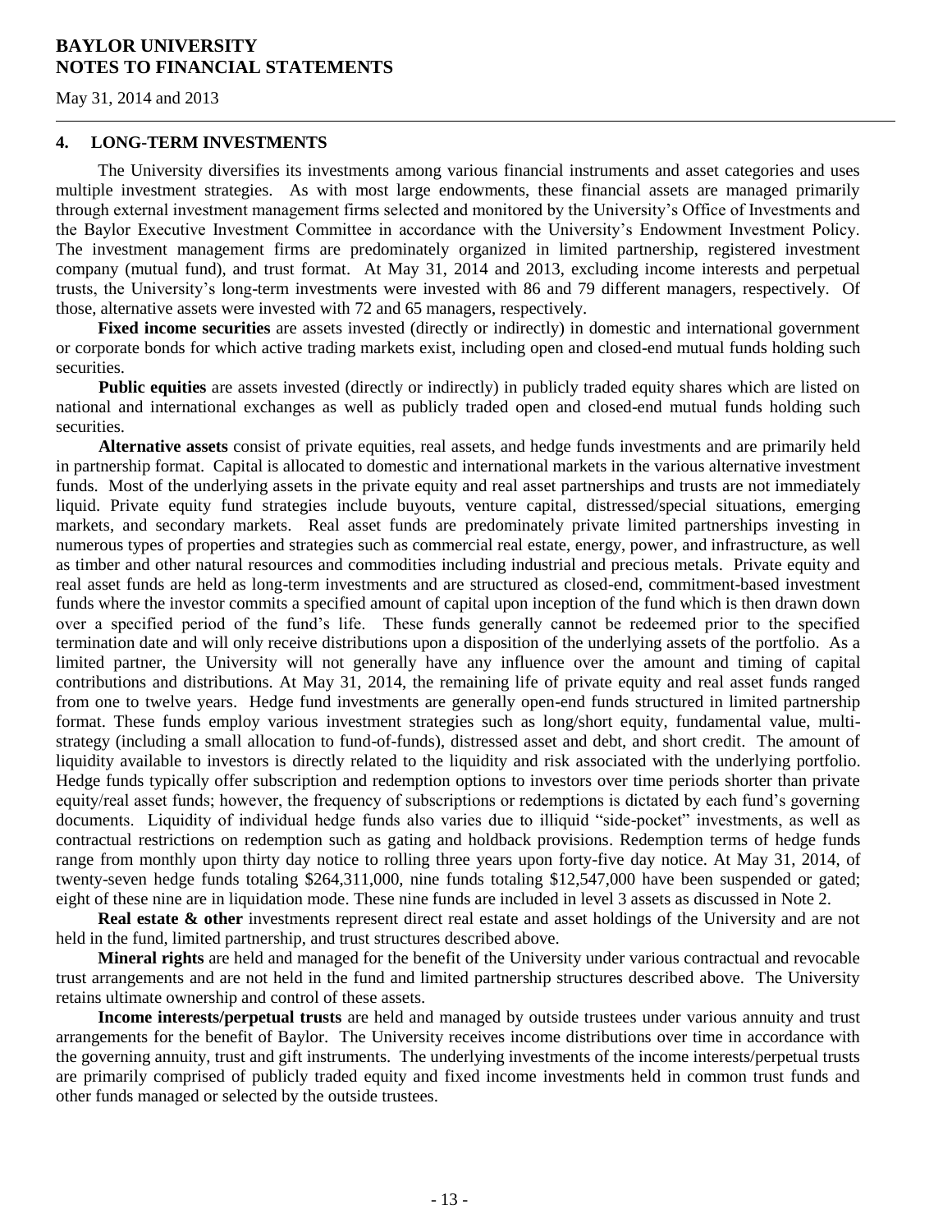## 4. LONG-TERM INVESTMENTS

The University diversifies its investments among various financial instruments and asset categories and uses multiple investment strategies. As with most large endowments, these financial assets are managed primarily through external investment management firms selected and monitored by the University's Office of Investments and the Baylor Executive Investment Committee in accordance with the University's Endowment Investment Policy. The investment management firms are predominately organized in limited partnership, registered investment company (mutual fund), and trust format. At May 31, 2014 and 2013, excluding income interests and perpetual trusts, the University's long-term investments were invested with 86 and 79 different managers, respectively. Of those, alternative assets were invested with 72 and 65 managers, respectively.

**Fixed income securities** are assets invested (directly or indirectly) in domestic and international government or corporate bonds for which active trading markets exist, including open and closed-end mutual funds holding such securities.

**Public equities** are assets invested (directly or indirectly) in publicly traded equity shares which are listed on national and international exchanges as well as publicly traded open and closed-end mutual funds holding such securities.

**Alternative assets** consist of private equities, real assets, and hedge funds investments and are primarily held in partnership format. Capital is allocated to domestic and international markets in the various alternative investment funds. Most of the underlying assets in the private equity and real asset partnerships and trusts are not immediately liquid. Private equity fund strategies include buyouts, venture capital, distressed/special situations, emerging markets, and secondary markets. Real asset funds are predominately private limited partnerships investing in numerous types of properties and strategies such as commercial real estate, energy, power, and infrastructure, as well as timber and other natural resources and commodities including industrial and precious metals. Private equity and real asset funds are held as long-term investments and are structured as closed-end, commitment-based investment funds where the investor commits a specified amount of capital upon inception of the fund which is then drawn down over a specified period of the fund's life. These funds generally cannot be redeemed prior to the specified termination date and will only receive distributions upon a disposition of the underlying assets of the portfolio. As a limited partner, the University will not generally have any influence over the amount and timing of capital contributions and distributions. At May 31, 2014, the remaining life of private equity and real asset funds ranged from one to twelve years. Hedge fund investments are generally open-end funds structured in limited partnership format. These funds employ various investment strategies such as long/short equity, fundamental value, multi-strategy (including a small allocation to fund-of-funds), distressed asset and debt, and short credit. The amount of liquidity available to investors is directly related to the liquidity and risk associated with the underlying portfolio. Hedge funds typically offer subscription and redemption options to investors over time periods shorter than private equity/real asset funds; however, the frequency of subscriptions or redemptions is dictated by each fund's governing documents. Liquidity of individual hedge funds also varies due to illiquid "side-pocket" investments, as well as contractual restrictions on redemption such as gating and holdback provisions. Redemption terms of hedge funds range from monthly upon thirty day notice to rolling three years upon forty-five day notice. At May 31, 2014, of twenty-seven hedge funds totaling $264,311,000, nine funds totaling $12,547,000 have been suspended or gated; eight of these nine are in liquidation mode. These nine funds are included in level 3 assets as discussed in Note 2.

**Real estate & other** investments represent direct real estate and asset holdings of the University and are not held in the fund, limited partnership, and trust structures described above.

**Mineral rights** are held and managed for the benefit of the University under various contractual and revocable trust arrangements and are not held in the fund and limited partnership structures described above. The University retains ultimate ownership and control of these assets.

**Income interests/perpetual trusts** are held and managed by outside trustees under various annuity and trust arrangements for the benefit of Baylor. The University receives income distributions over time in accordance with the governing annuity, trust and gift instruments. The underlying investments of the income interests/perpetual trusts are primarily comprised of publicly traded equity and fixed income investments held in common trust funds and other funds managed or selected by the outside trustees.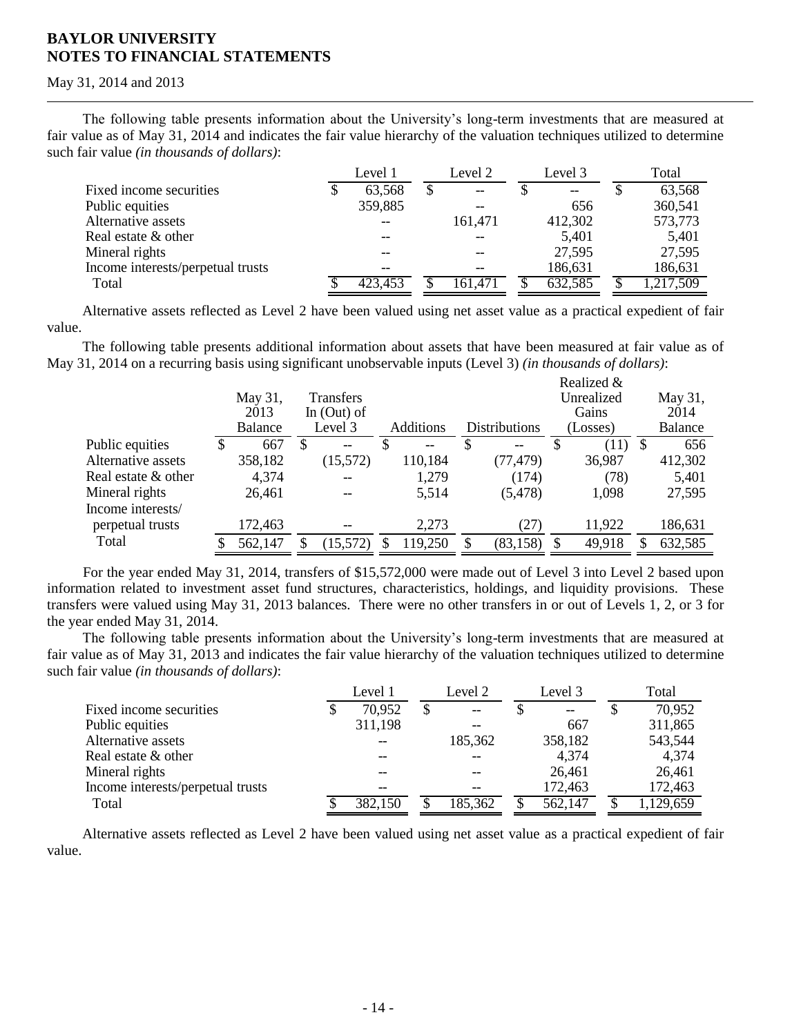The following table presents information about the University's long-term investments that are measured at fair value as of May 31, 2014 and indicates the fair value hierarchy of the valuation techniques utilized to determine such fair value *(in thousands of dollars)*:

| | Level 1 | Level 2 | Level 3 | Total |
|---|---|---|---|---|
| Fixed income securities | $ 63,568 | $ -- | $ -- | $ 63,568 |
| Public equities | 359,885 | -- | 656 | 360,541 |
| Alternative assets | -- | 161,471 | 412,302 | 573,773 |
| Real estate & other | -- | -- | 5,401 | 5,401 |
| Mineral rights | -- | -- | 27,595 | 27,595 |
| Income interests/perpetual trusts | -- | -- | 186,631 | 186,631 |
| Total | $ 423,453 | $ 161,471 | $ 632,585 | $ 1,217,509 |

Alternative assets reflected as Level 2 have been valued using net asset value as a practical expedient of fair value.

The following table presents additional information about assets that have been measured at fair value as of May 31, 2014 on a recurring basis using significant unobservable inputs (Level 3) *(in thousands of dollars)*:

| | May 31, 2013 Balance | Transfers In (Out) of Level 3 | Additions | Distributions | Realized & Unrealized Gains (Losses) | May 31, 2014 Balance |
|---|---|---|---|---|---|---|
| Public equities | $ 667 | $ -- | $ -- | $ -- | $ (11) | $ 656 |
| Alternative assets | 358,182 | (15,572) | 110,184 | (77,479) | 36,987 | 412,302 |
| Real estate & other | 4,374 | -- | 1,279 | (174) | (78) | 5,401 |
| Mineral rights | 26,461 | -- | 5,514 | (5,478) | 1,098 | 27,595 |
| Income interests/ perpetual trusts | 172,463 | -- | 2,273 | (27) | 11,922 | 186,631 |
| Total | $ 562,147 | $ (15,572) | $ 119,250 | $ (83,158) | $ 49,918 | $ 632,585 |

For the year ended May 31, 2014, transfers of $15,572,000 were made out of Level 3 into Level 2 based upon information related to investment asset fund structures, characteristics, holdings, and liquidity provisions. These transfers were valued using May 31, 2013 balances. There were no other transfers in or out of Levels 1, 2, or 3 for the year ended May 31, 2014.

The following table presents information about the University's long-term investments that are measured at fair value as of May 31, 2013 and indicates the fair value hierarchy of the valuation techniques utilized to determine such fair value *(in thousands of dollars)*:

| | Level 1 | Level 2 | Level 3 | Total |
|---|---|---|---|---|
| Fixed income securities | $ 70,952 | $ -- | $ -- | $ 70,952 |
| Public equities | 311,198 | -- | 667 | 311,865 |
| Alternative assets | -- | 185,362 | 358,182 | 543,544 |
| Real estate & other | -- | -- | 4,374 | 4,374 |
| Mineral rights | -- | -- | 26,461 | 26,461 |
| Income interests/perpetual trusts | -- | -- | 172,463 | 172,463 |
| Total | $ 382,150 | $ 185,362 | $ 562,147 | $ 1,129,659 |

Alternative assets reflected as Level 2 have been valued using net asset value as a practical expedient of fair value.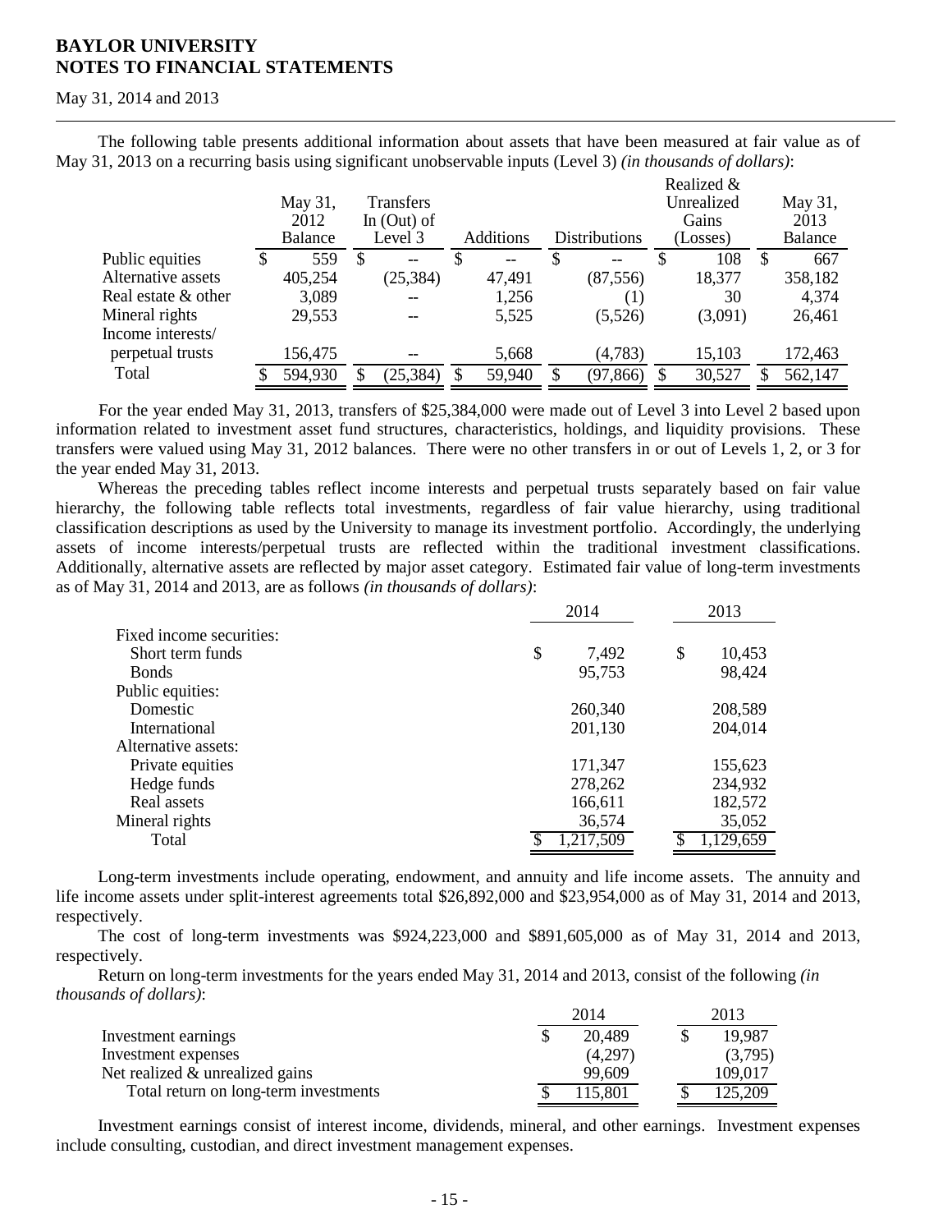The following table presents additional information about assets that have been measured at fair value as of May 31, 2013 on a recurring basis using significant unobservable inputs (Level 3) *(in thousands of dollars)*:

| | May 31, 2012 Balance | Transfers In (Out) of Level 3 | Additions | Distributions | Realized & Unrealized Gains (Losses) | May 31, 2013 Balance |
|---|---|---|---|---|---|---|
| Public equities | $ 559 | $ -- | $ -- | $ -- | $ 108 | $ 667 |
| Alternative assets | 405,254 | (25,384) | 47,491 | (87,556) | 18,377 | 358,182 |
| Real estate & other | 3,089 | -- | 1,256 | (1) | 30 | 4,374 |
| Mineral rights | 29,553 | -- | 5,525 | (5,526) | (3,091) | 26,461 |
| Income interests/ perpetual trusts | 156,475 | -- | 5,668 | (4,783) | 15,103 | 172,463 |
| Total | $ 594,930 | $ (25,384) | $ 59,940 | $ (97,866) | $ 30,527 | $ 562,147 |

For the year ended May 31, 2013, transfers of $25,384,000 were made out of Level 3 into Level 2 based upon information related to investment asset fund structures, characteristics, holdings, and liquidity provisions. These transfers were valued using May 31, 2012 balances. There were no other transfers in or out of Levels 1, 2, or 3 for the year ended May 31, 2013.

Whereas the preceding tables reflect income interests and perpetual trusts separately based on fair value hierarchy, the following table reflects total investments, regardless of fair value hierarchy, using traditional classification descriptions as used by the University to manage its investment portfolio. Accordingly, the underlying assets of income interests/perpetual trusts are reflected within the traditional investment classifications. Additionally, alternative assets are reflected by major asset category. Estimated fair value of long-term investments as of May 31, 2014 and 2013, are as follows *(in thousands of dollars)*:

| | 2014 | 2013 |
|---|---|---|
| Fixed income securities: | | |
| Short term funds | $ 7,492 | $ 10,453 |
| Bonds | 95,753 | 98,424 |
| Public equities: | | |
| Domestic | 260,340 | 208,589 |
| International | 201,130 | 204,014 |
| Alternative assets: | | |
| Private equities | 171,347 | 155,623 |
| Hedge funds | 278,262 | 234,932 |
| Real assets | 166,611 | 182,572 |
| Mineral rights | 36,574 | 35,052 |
| Total | $ 1,217,509 | $ 1,129,659 |

Long-term investments include operating, endowment, and annuity and life income assets. The annuity and life income assets under split-interest agreements total $26,892,000 and $23,954,000 as of May 31, 2014 and 2013, respectively.

The cost of long-term investments was $924,223,000 and $891,605,000 as of May 31, 2014 and 2013, respectively.

Return on long-term investments for the years ended May 31, 2014 and 2013, consist of the following *(in thousands of dollars)*:

| | 2014 | 2013 |
|---|---|---|
| Investment earnings | $ 20,489 | $ 19,987 |
| Investment expenses | (4,297) | (3,795) |
| Net realized & unrealized gains | 99,609 | 109,017 |
| Total return on long-term investments | $ 115,801 | $ 125,209 |

Investment earnings consist of interest income, dividends, mineral, and other earnings. Investment expenses include consulting, custodian, and direct investment management expenses.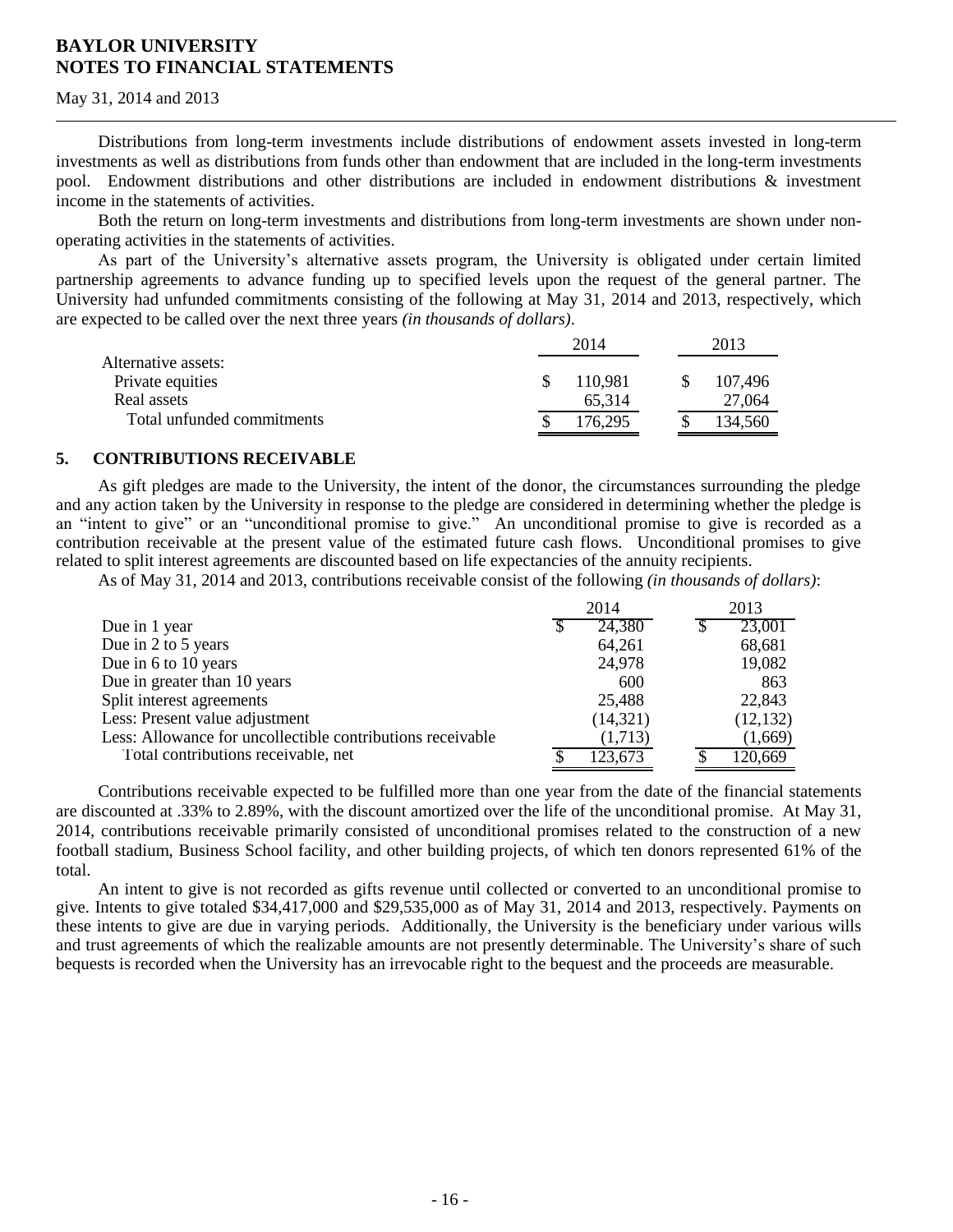Distributions from long-term investments include distributions of endowment assets invested in long-term investments as well as distributions from funds other than endowment that are included in the long-term investments pool. Endowment distributions and other distributions are included in endowment distributions & investment income in the statements of activities.

Both the return on long-term investments and distributions from long-term investments are shown under non-operating activities in the statements of activities.

As part of the University's alternative assets program, the University is obligated under certain limited partnership agreements to advance funding up to specified levels upon the request of the general partner. The University had unfunded commitments consisting of the following at May 31, 2014 and 2013, respectively, which are expected to be called over the next three years *(in thousands of dollars)*.

| | 2014 | 2013 |
|---|---|---|
| Alternative assets: | | |
| Private equities | $ 110,981 | $ 107,496 |
| Real assets | 65,314 | 27,064 |
| Total unfunded commitments | $ 176,295 | $ 134,560 |

## 5. CONTRIBUTIONS RECEIVABLE

As gift pledges are made to the University, the intent of the donor, the circumstances surrounding the pledge and any action taken by the University in response to the pledge are considered in determining whether the pledge is an "intent to give" or an "unconditional promise to give." An unconditional promise to give is recorded as a contribution receivable at the present value of the estimated future cash flows. Unconditional promises to give related to split interest agreements are discounted based on life expectancies of the annuity recipients.

As of May 31, 2014 and 2013, contributions receivable consist of the following *(in thousands of dollars)*:

| | 2014 | 2013 |
|---|---|---|
| Due in 1 year | $ 24,380 | $ 23,001 |
| Due in 2 to 5 years | 64,261 | 68,681 |
| Due in 6 to 10 years | 24,978 | 19,082 |
| Due in greater than 10 years | 600 | 863 |
| Split interest agreements | 25,488 | 22,843 |
| Less: Present value adjustment | (14,321) | (12,132) |
| Less: Allowance for uncollectible contributions receivable | (1,713) | (1,669) |
| Total contributions receivable, net | $ 123,673 | $ 120,669 |

Contributions receivable expected to be fulfilled more than one year from the date of the financial statements are discounted at .33% to 2.89%, with the discount amortized over the life of the unconditional promise. At May 31, 2014, contributions receivable primarily consisted of unconditional promises related to the construction of a new football stadium, Business School facility, and other building projects, of which ten donors represented 61% of the total.

An intent to give is not recorded as gifts revenue until collected or converted to an unconditional promise to give. Intents to give totaled $34,417,000 and $29,535,000 as of May 31, 2014 and 2013, respectively. Payments on these intents to give are due in varying periods. Additionally, the University is the beneficiary under various wills and trust agreements of which the realizable amounts are not presently determinable. The University's share of such bequests is recorded when the University has an irrevocable right to the bequest and the proceeds are measurable.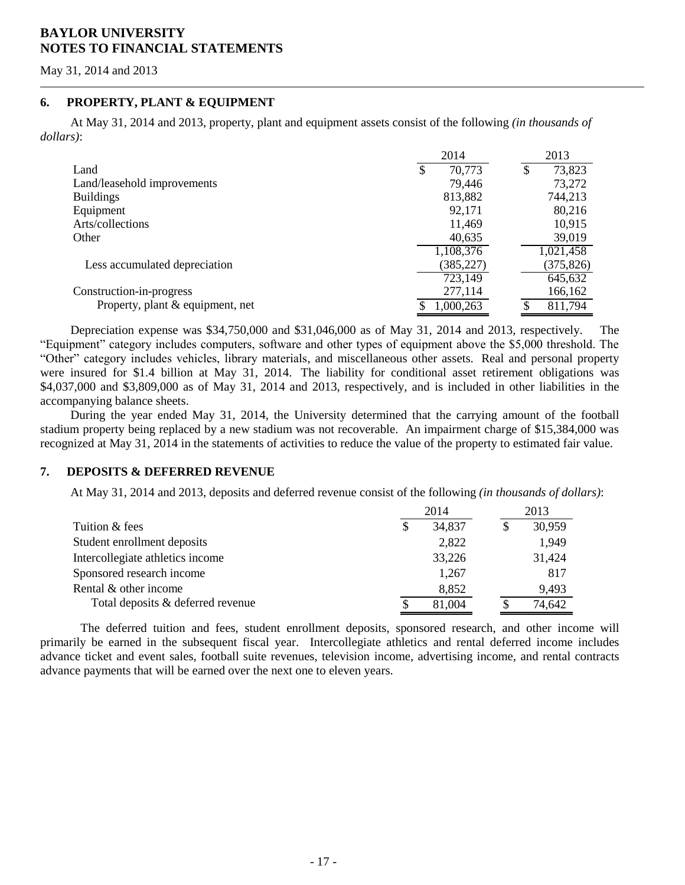# BAYLOR UNIVERSITY
# NOTES TO FINANCIAL STATEMENTS

May 31, 2014 and 2013

## 6. PROPERTY, PLANT & EQUIPMENT

At May 31, 2014 and 2013, property, plant and equipment assets consist of the following *(in thousands of dollars)*:

| | 2014 | 2013 |
|---|---|---|
| Land | $ 70,773 | $ 73,823 |
| Land/leasehold improvements | 79,446 | 73,272 |
| Buildings | 813,882 | 744,213 |
| Equipment | 92,171 | 80,216 |
| Arts/collections | 11,469 | 10,915 |
| Other | 40,635 | 39,019 |
| | 1,108,376 | 1,021,458 |
| Less accumulated depreciation | (385,227) | (375,826) |
| | 723,149 | 645,632 |
| Construction-in-progress | 277,114 | 166,162 |
| Property, plant & equipment, net | $ 1,000,263 | $ 811,794 |

Depreciation expense was $34,750,000 and $31,046,000 as of May 31, 2014 and 2013, respectively. The "Equipment" category includes computers, software and other types of equipment above the $5,000 threshold. The "Other" category includes vehicles, library materials, and miscellaneous other assets. Real and personal property were insured for $1.4 billion at May 31, 2014. The liability for conditional asset retirement obligations was $4,037,000 and $3,809,000 as of May 31, 2014 and 2013, respectively, and is included in other liabilities in the accompanying balance sheets.

During the year ended May 31, 2014, the University determined that the carrying amount of the football stadium property being replaced by a new stadium was not recoverable. An impairment charge of $15,384,000 was recognized at May 31, 2014 in the statements of activities to reduce the value of the property to estimated fair value.

## 7. DEPOSITS & DEFERRED REVENUE

At May 31, 2014 and 2013, deposits and deferred revenue consist of the following *(in thousands of dollars)*:

| | 2014 | 2013 |
|---|---|---|
| Tuition & fees | $ 34,837 | $ 30,959 |
| Student enrollment deposits | 2,822 | 1,949 |
| Intercollegiate athletics income | 33,226 | 31,424 |
| Sponsored research income | 1,267 | 817 |
| Rental & other income | 8,852 | 9,493 |
| Total deposits & deferred revenue | $ 81,004 | $ 74,642 |

The deferred tuition and fees, student enrollment deposits, sponsored research, and other income will primarily be earned in the subsequent fiscal year. Intercollegiate athletics and rental deferred income includes advance ticket and event sales, football suite revenues, television income, advertising income, and rental contracts advance payments that will be earned over the next one to eleven years.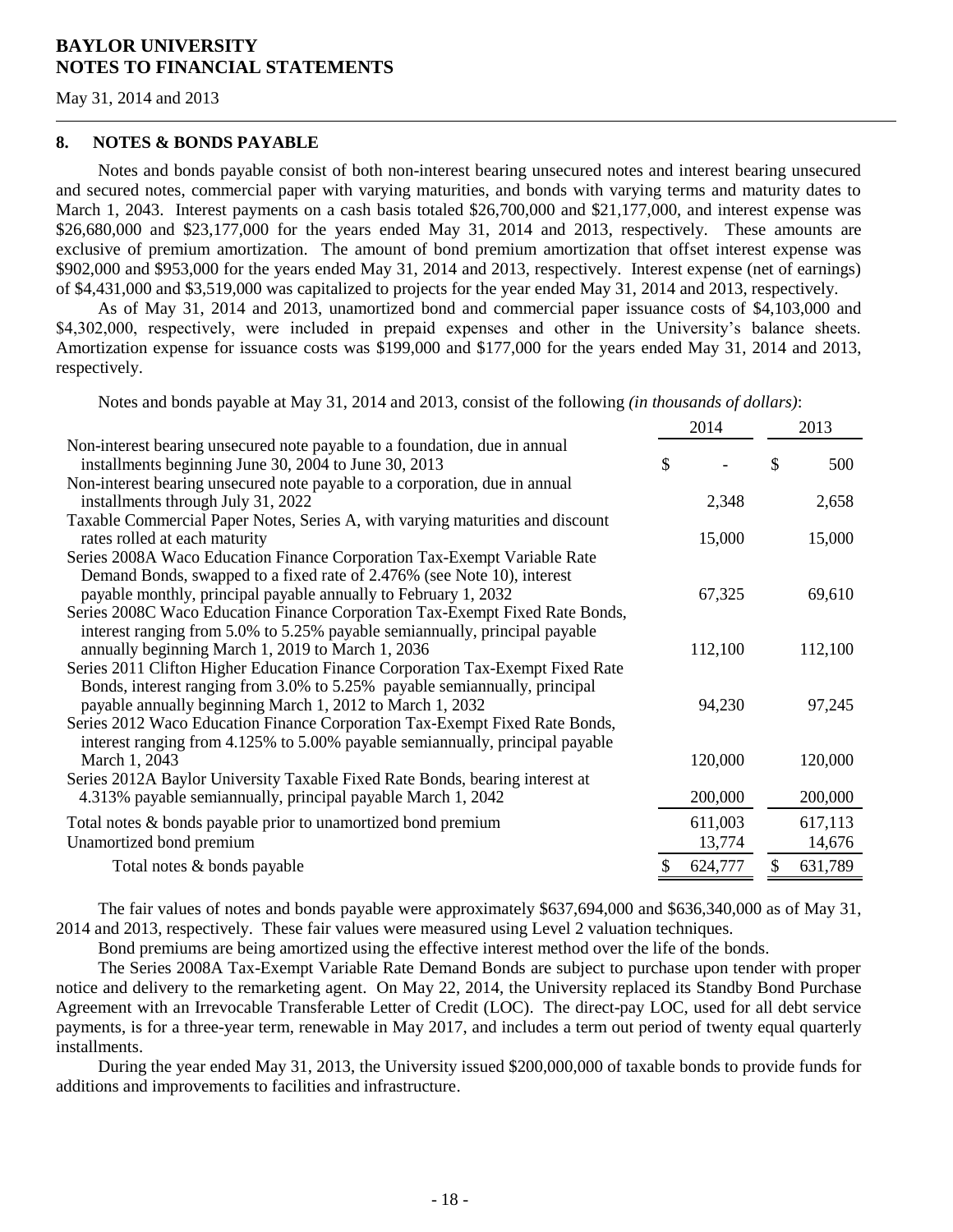**BAYLOR UNIVERSITY**
**NOTES TO FINANCIAL STATEMENTS**

May 31, 2014 and 2013

## 8. NOTES & BONDS PAYABLE

Notes and bonds payable consist of both non-interest bearing unsecured notes and interest bearing unsecured and secured notes, commercial paper with varying maturities, and bonds with varying terms and maturity dates to March 1, 2043. Interest payments on a cash basis totaled $26,700,000 and $21,177,000, and interest expense was $26,680,000 and $23,177,000 for the years ended May 31, 2014 and 2013, respectively. These amounts are exclusive of premium amortization. The amount of bond premium amortization that offset interest expense was $902,000 and $953,000 for the years ended May 31, 2014 and 2013, respectively. Interest expense (net of earnings) of $4,431,000 and $3,519,000 was capitalized to projects for the year ended May 31, 2014 and 2013, respectively.

As of May 31, 2014 and 2013, unamortized bond and commercial paper issuance costs of $4,103,000 and $4,302,000, respectively, were included in prepaid expenses and other in the University's balance sheets. Amortization expense for issuance costs was $199,000 and $177,000 for the years ended May 31, 2014 and 2013, respectively.

Notes and bonds payable at May 31, 2014 and 2013, consist of the following *(in thousands of dollars)*:

| | 2014 | 2013 |
|---|---|---|
| Non-interest bearing unsecured note payable to a foundation, due in annual installments beginning June 30, 2004 to June 30, 2013 | $ - | $ 500 |
| Non-interest bearing unsecured note payable to a corporation, due in annual installments through July 31, 2022 | 2,348 | 2,658 |
| Taxable Commercial Paper Notes, Series A, with varying maturities and discount rates rolled at each maturity | 15,000 | 15,000 |
| Series 2008A Waco Education Finance Corporation Tax-Exempt Variable Rate Demand Bonds, swapped to a fixed rate of 2.476% (see Note 10), interest payable monthly, principal payable annually to February 1, 2032 | 67,325 | 69,610 |
| Series 2008C Waco Education Finance Corporation Tax-Exempt Fixed Rate Bonds, interest ranging from 5.0% to 5.25% payable semiannually, principal payable annually beginning March 1, 2019 to March 1, 2036 | 112,100 | 112,100 |
| Series 2011 Clifton Higher Education Finance Corporation Tax-Exempt Fixed Rate Bonds, interest ranging from 3.0% to 5.25% payable semiannually, principal payable annually beginning March 1, 2012 to March 1, 2032 | 94,230 | 97,245 |
| Series 2012 Waco Education Finance Corporation Tax-Exempt Fixed Rate Bonds, interest ranging from 4.125% to 5.00% payable semiannually, principal payable March 1, 2043 | 120,000 | 120,000 |
| Series 2012A Baylor University Taxable Fixed Rate Bonds, bearing interest at 4.313% payable semiannually, principal payable March 1, 2042 | 200,000 | 200,000 |
| Total notes & bonds payable prior to unamortized bond premium | 611,003 | 617,113 |
| Unamortized bond premium | 13,774 | 14,676 |
| Total notes & bonds payable | $ 624,777 | $ 631,789 |

The fair values of notes and bonds payable were approximately $637,694,000 and $636,340,000 as of May 31, 2014 and 2013, respectively. These fair values were measured using Level 2 valuation techniques.

Bond premiums are being amortized using the effective interest method over the life of the bonds.

The Series 2008A Tax-Exempt Variable Rate Demand Bonds are subject to purchase upon tender with proper notice and delivery to the remarketing agent. On May 22, 2014, the University replaced its Standby Bond Purchase Agreement with an Irrevocable Transferable Letter of Credit (LOC). The direct-pay LOC, used for all debt service payments, is for a three-year term, renewable in May 2017, and includes a term out period of twenty equal quarterly installments.

During the year ended May 31, 2013, the University issued $200,000,000 of taxable bonds to provide funds for additions and improvements to facilities and infrastructure.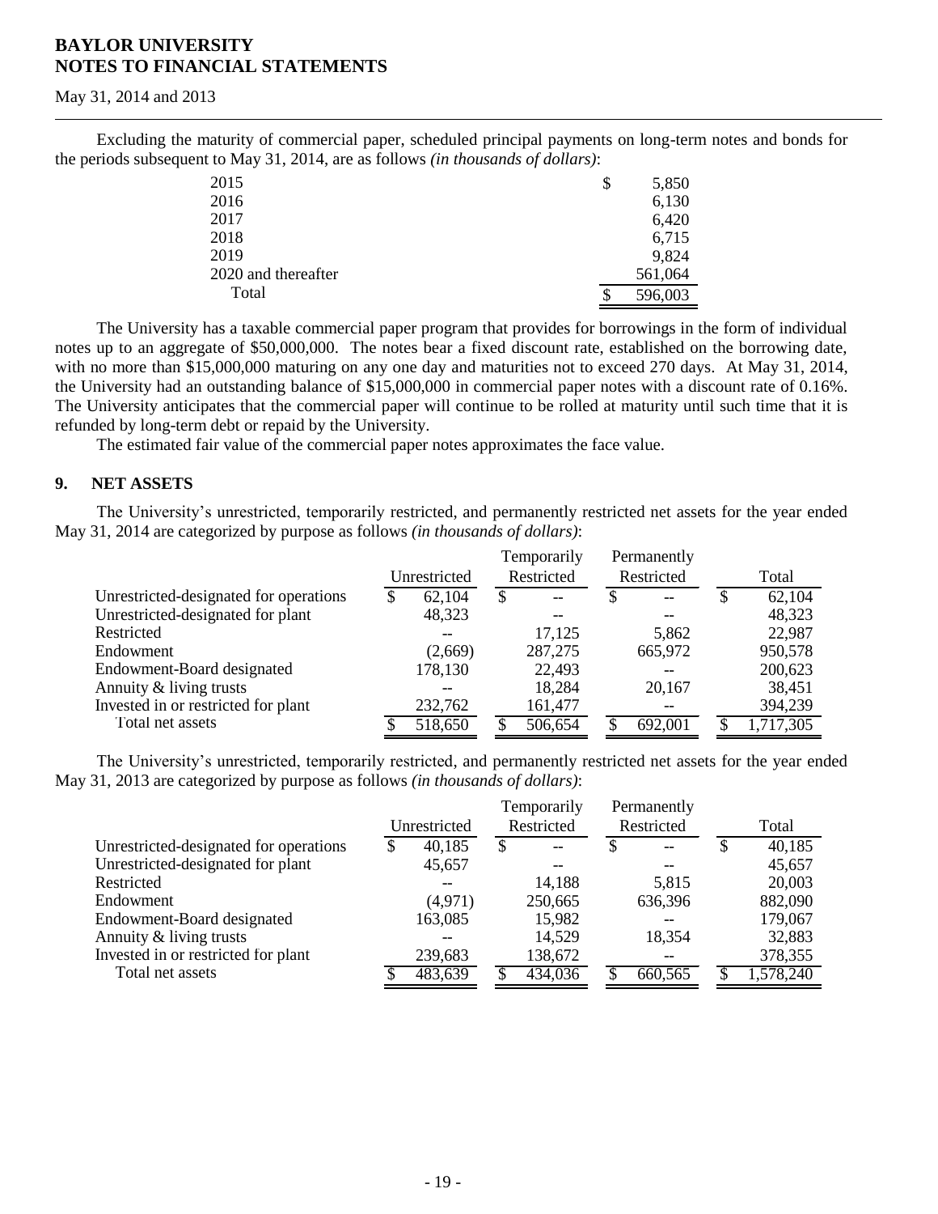Excluding the maturity of commercial paper, scheduled principal payments on long-term notes and bonds for the periods subsequent to May 31, 2014, are as follows *(in thousands of dollars)*:

| | |
|---|---|
| 2015 | $ 5,850 |
| 2016 | 6,130 |
| 2017 | 6,420 |
| 2018 | 6,715 |
| 2019 | 9,824 |
| 2020 and thereafter | 561,064 |
| Total | $ 596,003 |

The University has a taxable commercial paper program that provides for borrowings in the form of individual notes up to an aggregate of $50,000,000. The notes bear a fixed discount rate, established on the borrowing date, with no more than $15,000,000 maturing on any one day and maturities not to exceed 270 days. At May 31, 2014, the University had an outstanding balance of $15,000,000 in commercial paper notes with a discount rate of 0.16%. The University anticipates that the commercial paper will continue to be rolled at maturity until such time that it is refunded by long-term debt or repaid by the University.

The estimated fair value of the commercial paper notes approximates the face value.

## 9. NET ASSETS

The University's unrestricted, temporarily restricted, and permanently restricted net assets for the year ended May 31, 2014 are categorized by purpose as follows *(in thousands of dollars)*:

| | Unrestricted | Temporarily Restricted | Permanently Restricted | Total |
|---|---|---|---|---|
| Unrestricted-designated for operations | $ 62,104 | $ -- | $ -- | $ 62,104 |
| Unrestricted-designated for plant | 48,323 | -- | -- | 48,323 |
| Restricted | -- | 17,125 | 5,862 | 22,987 |
| Endowment | (2,669) | 287,275 | 665,972 | 950,578 |
| Endowment-Board designated | 178,130 | 22,493 | -- | 200,623 |
| Annuity & living trusts | -- | 18,284 | 20,167 | 38,451 |
| Invested in or restricted for plant | 232,762 | 161,477 | -- | 394,239 |
| Total net assets | $ 518,650 | $ 506,654 | $ 692,001 | $ 1,717,305 |

The University's unrestricted, temporarily restricted, and permanently restricted net assets for the year ended May 31, 2013 are categorized by purpose as follows *(in thousands of dollars)*:

| | Unrestricted | Temporarily Restricted | Permanently Restricted | Total |
|---|---|---|---|---|
| Unrestricted-designated for operations | $ 40,185 | $ -- | $ -- | $ 40,185 |
| Unrestricted-designated for plant | 45,657 | -- | -- | 45,657 |
| Restricted | -- | 14,188 | 5,815 | 20,003 |
| Endowment | (4,971) | 250,665 | 636,396 | 882,090 |
| Endowment-Board designated | 163,085 | 15,982 | -- | 179,067 |
| Annuity & living trusts | -- | 14,529 | 18,354 | 32,883 |
| Invested in or restricted for plant | 239,683 | 138,672 | -- | 378,355 |
| Total net assets | $ 483,639 | $ 434,036 | $ 660,565 | $ 1,578,240 |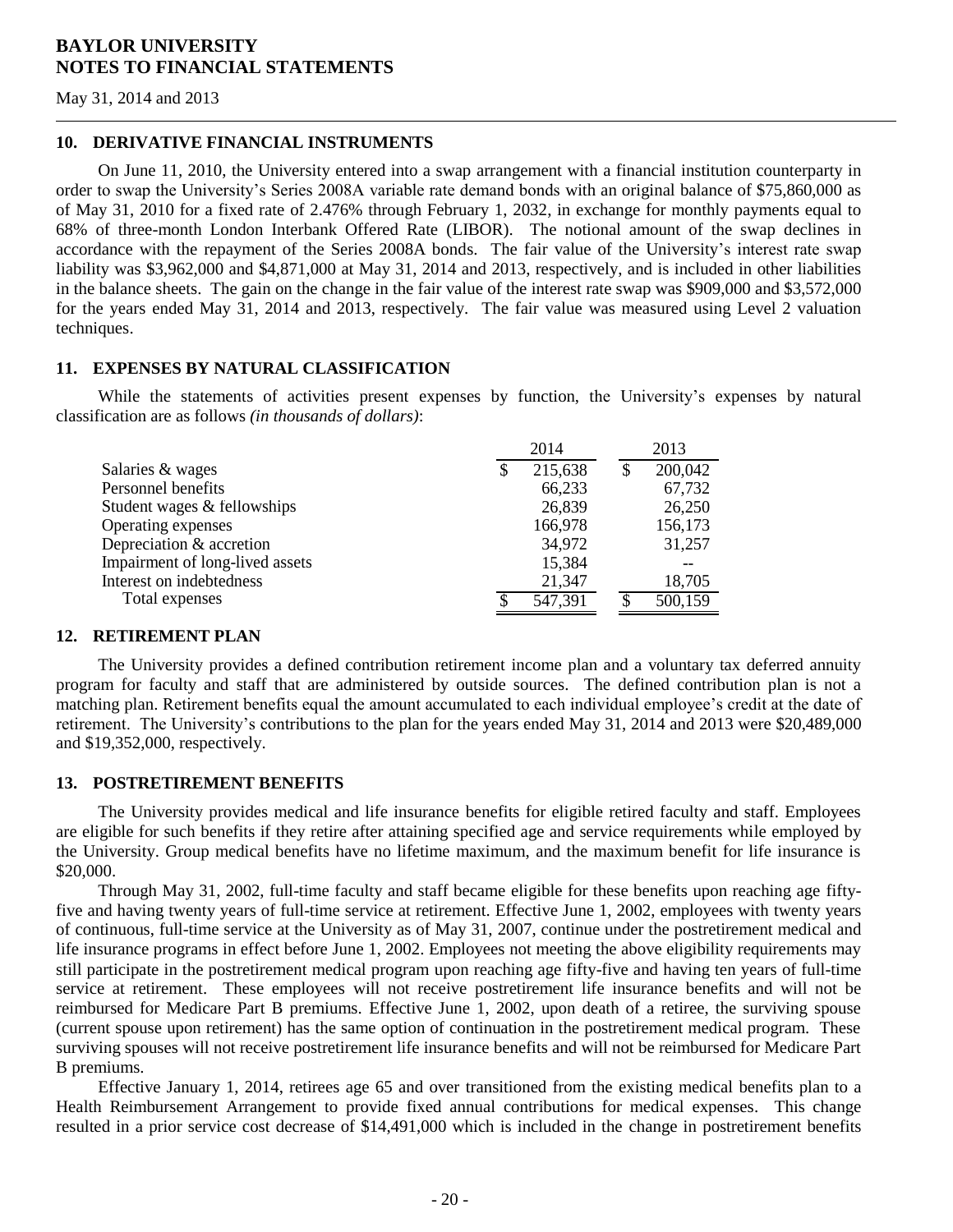## 10. DERIVATIVE FINANCIAL INSTRUMENTS

On June 11, 2010, the University entered into a swap arrangement with a financial institution counterparty in order to swap the University's Series 2008A variable rate demand bonds with an original balance of $75,860,000 as of May 31, 2010 for a fixed rate of 2.476% through February 1, 2032, in exchange for monthly payments equal to 68% of three-month London Interbank Offered Rate (LIBOR). The notional amount of the swap declines in accordance with the repayment of the Series 2008A bonds. The fair value of the University's interest rate swap liability was $3,962,000 and $4,871,000 at May 31, 2014 and 2013, respectively, and is included in other liabilities in the balance sheets. The gain on the change in the fair value of the interest rate swap was $909,000 and $3,572,000 for the years ended May 31, 2014 and 2013, respectively. The fair value was measured using Level 2 valuation techniques.

## 11. EXPENSES BY NATURAL CLASSIFICATION

While the statements of activities present expenses by function, the University's expenses by natural classification are as follows *(in thousands of dollars)*:

| | 2014 | 2013 |
|---|---|---|
| Salaries & wages | $ 215,638 | $ 200,042 |
| Personnel benefits | 66,233 | 67,732 |
| Student wages & fellowships | 26,839 | 26,250 |
| Operating expenses | 166,978 | 156,173 |
| Depreciation & accretion | 34,972 | 31,257 |
| Impairment of long-lived assets | 15,384 | -- |
| Interest on indebtedness | 21,347 | 18,705 |
| Total expenses | $ 547,391 | $ 500,159 |

## 12. RETIREMENT PLAN

The University provides a defined contribution retirement income plan and a voluntary tax deferred annuity program for faculty and staff that are administered by outside sources. The defined contribution plan is not a matching plan. Retirement benefits equal the amount accumulated to each individual employee's credit at the date of retirement. The University's contributions to the plan for the years ended May 31, 2014 and 2013 were $20,489,000 and $19,352,000, respectively.

## 13. POSTRETIREMENT BENEFITS

The University provides medical and life insurance benefits for eligible retired faculty and staff. Employees are eligible for such benefits if they retire after attaining specified age and service requirements while employed by the University. Group medical benefits have no lifetime maximum, and the maximum benefit for life insurance is $20,000.

Through May 31, 2002, full-time faculty and staff became eligible for these benefits upon reaching age fifty-five and having twenty years of full-time service at retirement. Effective June 1, 2002, employees with twenty years of continuous, full-time service at the University as of May 31, 2007, continue under the postretirement medical and life insurance programs in effect before June 1, 2002. Employees not meeting the above eligibility requirements may still participate in the postretirement medical program upon reaching age fifty-five and having ten years of full-time service at retirement. These employees will not receive postretirement life insurance benefits and will not be reimbursed for Medicare Part B premiums. Effective June 1, 2002, upon death of a retiree, the surviving spouse (current spouse upon retirement) has the same option of continuation in the postretirement medical program. These surviving spouses will not receive postretirement life insurance benefits and will not be reimbursed for Medicare Part B premiums.

Effective January 1, 2014, retirees age 65 and over transitioned from the existing medical benefits plan to a Health Reimbursement Arrangement to provide fixed annual contributions for medical expenses. This change resulted in a prior service cost decrease of $14,491,000 which is included in the change in postretirement benefits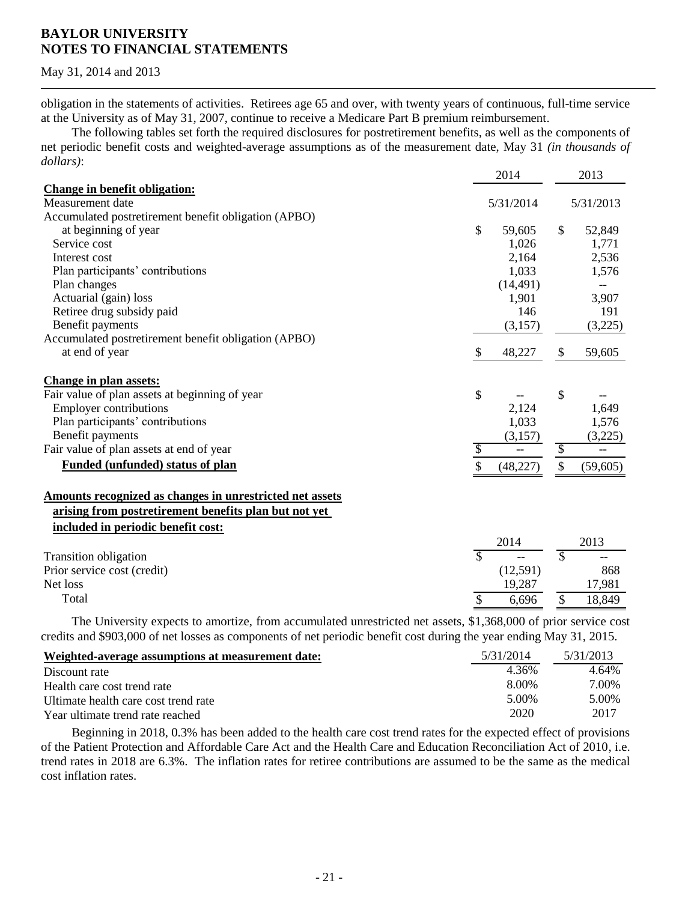obligation in the statements of activities. Retirees age 65 and over, with twenty years of continuous, full-time service at the University as of May 31, 2007, continue to receive a Medicare Part B premium reimbursement.

The following tables set forth the required disclosures for postretirement benefits, as well as the components of net periodic benefit costs and weighted-average assumptions as of the measurement date, May 31 *(in thousands of dollars)*:

| | 2014 | 2013 |
|---|---|---|
| **Change in benefit obligation:** | | |
| Measurement date | 5/31/2014 | 5/31/2013 |
| Accumulated postretirement benefit obligation (APBO) at beginning of year | $ 59,605 | $ 52,849 |
| Service cost | 1,026 | 1,771 |
| Interest cost | 2,164 | 2,536 |
| Plan participants' contributions | 1,033 | 1,576 |
| Plan changes | (14,491) | -- |
| Actuarial (gain) loss | 1,901 | 3,907 |
| Retiree drug subsidy paid | 146 | 191 |
| Benefit payments | (3,157) | (3,225) |
| Accumulated postretirement benefit obligation (APBO) at end of year | $ 48,227 | $ 59,605 |
| **Change in plan assets:** | | |
| Fair value of plan assets at beginning of year | $ -- | $ -- |
| Employer contributions | 2,124 | 1,649 |
| Plan participants' contributions | 1,033 | 1,576 |
| Benefit payments | (3,157) | (3,225) |
| Fair value of plan assets at end of year | $ -- | $ -- |
| **Funded (unfunded) status of plan** | $ (48,227) | $ (59,605) |

**Amounts recognized as changes in unrestricted net assets arising from postretirement benefits plan but not yet included in periodic benefit cost:**

| | 2014 | 2013 |
|---|---|---|
| Transition obligation | $ -- | $ -- |
| Prior service cost (credit) | (12,591) | 868 |
| Net loss | 19,287 | 17,981 |
| Total | $ 6,696 | $ 18,849 |

The University expects to amortize, from accumulated unrestricted net assets, $1,368,000 of prior service cost credits and $903,000 of net losses as components of net periodic benefit cost during the year ending May 31, 2015.

| **Weighted-average assumptions at measurement date:** | 5/31/2014 | 5/31/2013 |
|---|---|---|
| Discount rate | 4.36% | 4.64% |
| Health care cost trend rate | 8.00% | 7.00% |
| Ultimate health care cost trend rate | 5.00% | 5.00% |
| Year ultimate trend rate reached | 2020 | 2017 |

Beginning in 2018, 0.3% has been added to the health care cost trend rates for the expected effect of provisions of the Patient Protection and Affordable Care Act and the Health Care and Education Reconciliation Act of 2010, i.e. trend rates in 2018 are 6.3%. The inflation rates for retiree contributions are assumed to be the same as the medical cost inflation rates.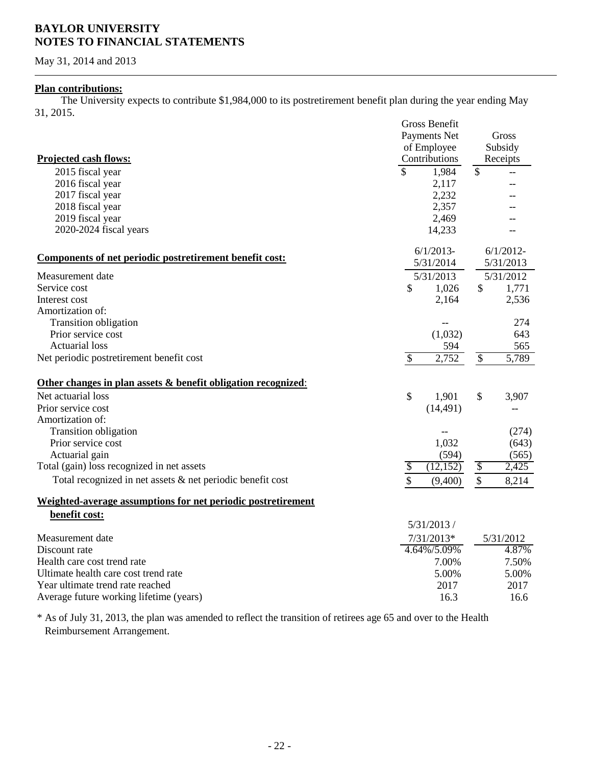# BAYLOR UNIVERSITY
# NOTES TO FINANCIAL STATEMENTS

May 31, 2014 and 2013

**Plan contributions:**

The University expects to contribute $1,984,000 to its postretirement benefit plan during the year ending May 31, 2015.

| **Projected cash flows:** | Gross Benefit Payments Net of Employee Contributions | Gross Subsidy Receipts |
|---|---|---|
| 2015 fiscal year | $ 1,984 | $ -- |
| 2016 fiscal year | 2,117 | -- |
| 2017 fiscal year | 2,232 | -- |
| 2018 fiscal year | 2,357 | -- |
| 2019 fiscal year | 2,469 | -- |
| 2020-2024 fiscal years | 14,233 | -- |

| **Components of net periodic postretirement benefit cost:** | 6/1/2013-5/31/2014 | 6/1/2012-5/31/2013 |
|---|---|---|
| Measurement date | 5/31/2013 | 5/31/2012 |
| Service cost | $ 1,026 | $ 1,771 |
| Interest cost | 2,164 | 2,536 |
| Amortization of: | | |
| Transition obligation | -- | 274 |
| Prior service cost | (1,032) | 643 |
| Actuarial loss | 594 | 565 |
| Net periodic postretirement benefit cost | $ 2,752 | $ 5,789 |
| | | |
| **Other changes in plan assets & benefit obligation recognized:** | | |
| Net actuarial loss | $ 1,901 | $ 3,907 |
| Prior service cost | (14,491) | -- |
| Amortization of: | | |
| Transition obligation | -- | (274) |
| Prior service cost | 1,032 | (643) |
| Actuarial gain | (594) | (565) |
| Total (gain) loss recognized in net assets | $ (12,152) | $ 2,425 |
| Total recognized in net assets & net periodic benefit cost | $ (9,400) | $ 8,214 |

| **Weighted-average assumptions for net periodic postretirement benefit cost:** | | |
|---|---|---|
| Measurement date | 5/31/2013 / 7/31/2013* | 5/31/2012 |
| Discount rate | 4.64%/5.09% | 4.87% |
| Health care cost trend rate | 7.00% | 7.50% |
| Ultimate health care cost trend rate | 5.00% | 5.00% |
| Year ultimate trend rate reached | 2017 | 2017 |
| Average future working lifetime (years) | 16.3 | 16.6 |

\* As of July 31, 2013, the plan was amended to reflect the transition of retirees age 65 and over to the Health Reimbursement Arrangement.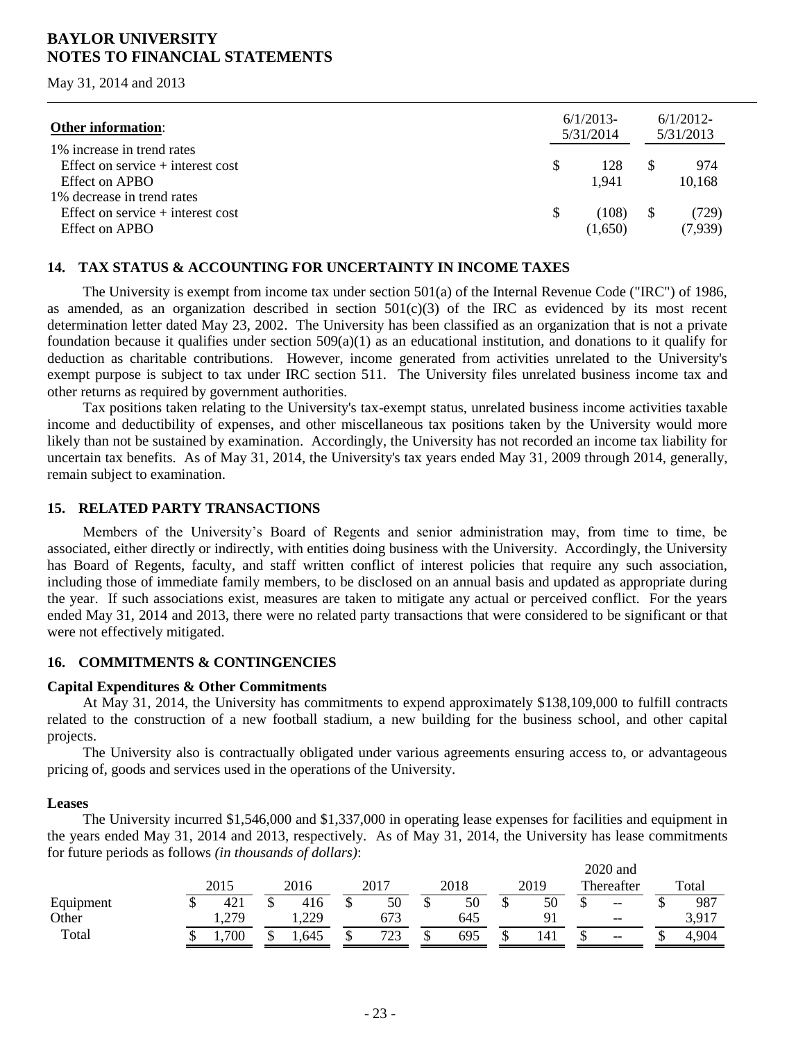| **Other information**: | 6/1/2013-5/31/2014 | 6/1/2012-5/31/2013 |
|---|---|---|
| 1% increase in trend rates | | |
| Effect on service + interest cost | $ 128 | $ 974 |
| Effect on APBO | 1,941 | 10,168 |
| 1% decrease in trend rates | | |
| Effect on service + interest cost | $ (108) | $ (729) |
| Effect on APBO | (1,650) | (7,939) |

## 14. TAX STATUS & ACCOUNTING FOR UNCERTAINTY IN INCOME TAXES

The University is exempt from income tax under section 501(a) of the Internal Revenue Code ("IRC") of 1986, as amended, as an organization described in section 501(c)(3) of the IRC as evidenced by its most recent determination letter dated May 23, 2002. The University has been classified as an organization that is not a private foundation because it qualifies under section 509(a)(1) as an educational institution, and donations to it qualify for deduction as charitable contributions. However, income generated from activities unrelated to the University's exempt purpose is subject to tax under IRC section 511. The University files unrelated business income tax and other returns as required by government authorities.

Tax positions taken relating to the University's tax-exempt status, unrelated business income activities taxable income and deductibility of expenses, and other miscellaneous tax positions taken by the University would more likely than not be sustained by examination. Accordingly, the University has not recorded an income tax liability for uncertain tax benefits. As of May 31, 2014, the University's tax years ended May 31, 2009 through 2014, generally, remain subject to examination.

## 15. RELATED PARTY TRANSACTIONS

Members of the University's Board of Regents and senior administration may, from time to time, be associated, either directly or indirectly, with entities doing business with the University. Accordingly, the University has Board of Regents, faculty, and staff written conflict of interest policies that require any such association, including those of immediate family members, to be disclosed on an annual basis and updated as appropriate during the year. If such associations exist, measures are taken to mitigate any actual or perceived conflict. For the years ended May 31, 2014 and 2013, there were no related party transactions that were considered to be significant or that were not effectively mitigated.

## 16. COMMITMENTS & CONTINGENCIES

### Capital Expenditures & Other Commitments

At May 31, 2014, the University has commitments to expend approximately $138,109,000 to fulfill contracts related to the construction of a new football stadium, a new building for the business school, and other capital projects.

The University also is contractually obligated under various agreements ensuring access to, or advantageous pricing of, goods and services used in the operations of the University.

### Leases

The University incurred $1,546,000 and $1,337,000 in operating lease expenses for facilities and equipment in the years ended May 31, 2014 and 2013, respectively. As of May 31, 2014, the University has lease commitments for future periods as follows *(in thousands of dollars)*:

| | 2015 | 2016 | 2017 | 2018 | 2019 | 2020 and Thereafter | Total |
|---|---|---|---|---|---|---|---|
| Equipment | $ 421 | $ 416 | $ 50 | $ 50 | $ 50 | $ -- | $ 987 |
| Other | 1,279 | 1,229 | 673 | 645 | 91 | -- | 3,917 |
| Total | $ 1,700 | $ 1,645 | $ 723 | $ 695 | $ 141 | $ -- | $ 4,904 |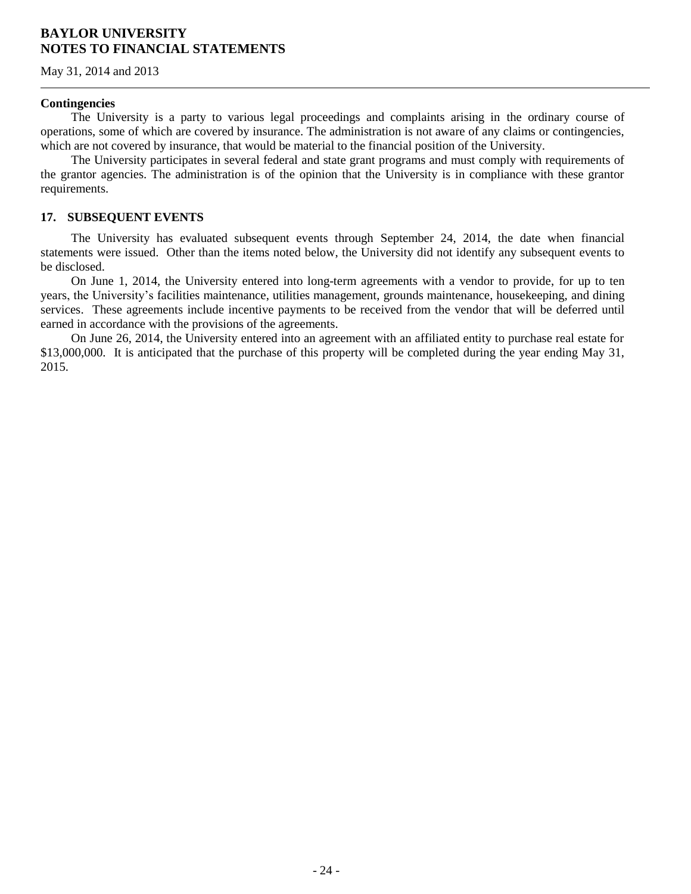**Contingencies**

The University is a party to various legal proceedings and complaints arising in the ordinary course of operations, some of which are covered by insurance. The administration is not aware of any claims or contingencies, which are not covered by insurance, that would be material to the financial position of the University.

The University participates in several federal and state grant programs and must comply with requirements of the grantor agencies. The administration is of the opinion that the University is in compliance with these grantor requirements.

## 17. SUBSEQUENT EVENTS

The University has evaluated subsequent events through September 24, 2014, the date when financial statements were issued. Other than the items noted below, the University did not identify any subsequent events to be disclosed.

On June 1, 2014, the University entered into long-term agreements with a vendor to provide, for up to ten years, the University's facilities maintenance, utilities management, grounds maintenance, housekeeping, and dining services. These agreements include incentive payments to be received from the vendor that will be deferred until earned in accordance with the provisions of the agreements.

On June 26, 2014, the University entered into an agreement with an affiliated entity to purchase real estate for $13,000,000. It is anticipated that the purchase of this property will be completed during the year ending May 31, 2015.